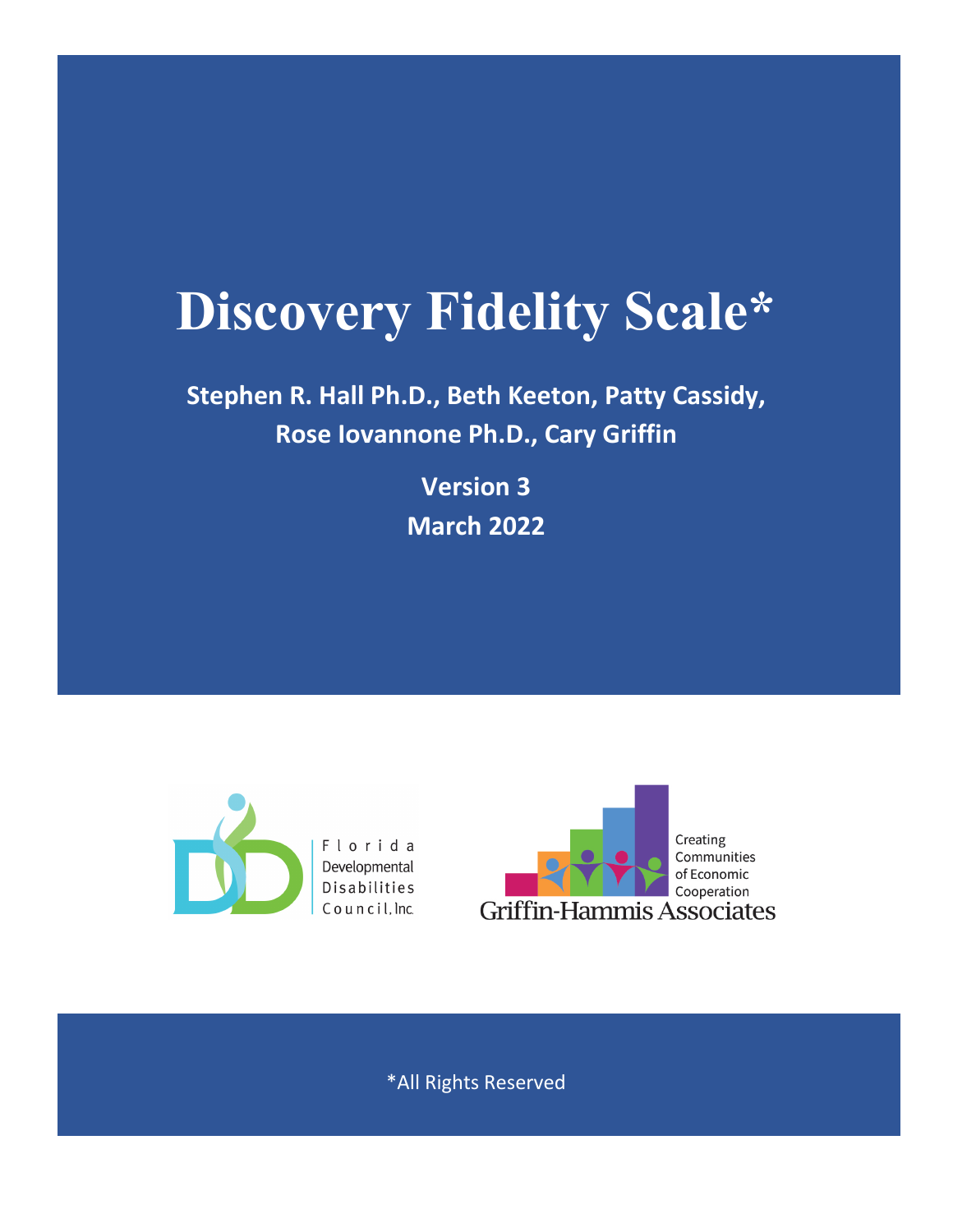# Discovery Fidelity Scale*

**Stephen R. Hall Ph.D., Beth Keeton, Patty Cassidy, Rose Iovannone Ph.D., Cary Griffin**

**Version 3**

**March 2022**

Florida Developmental Disabilities Council, Inc.

Creating Communities of Economic Cooperation
Griffin-Hammis Associates

*All Rights Reserved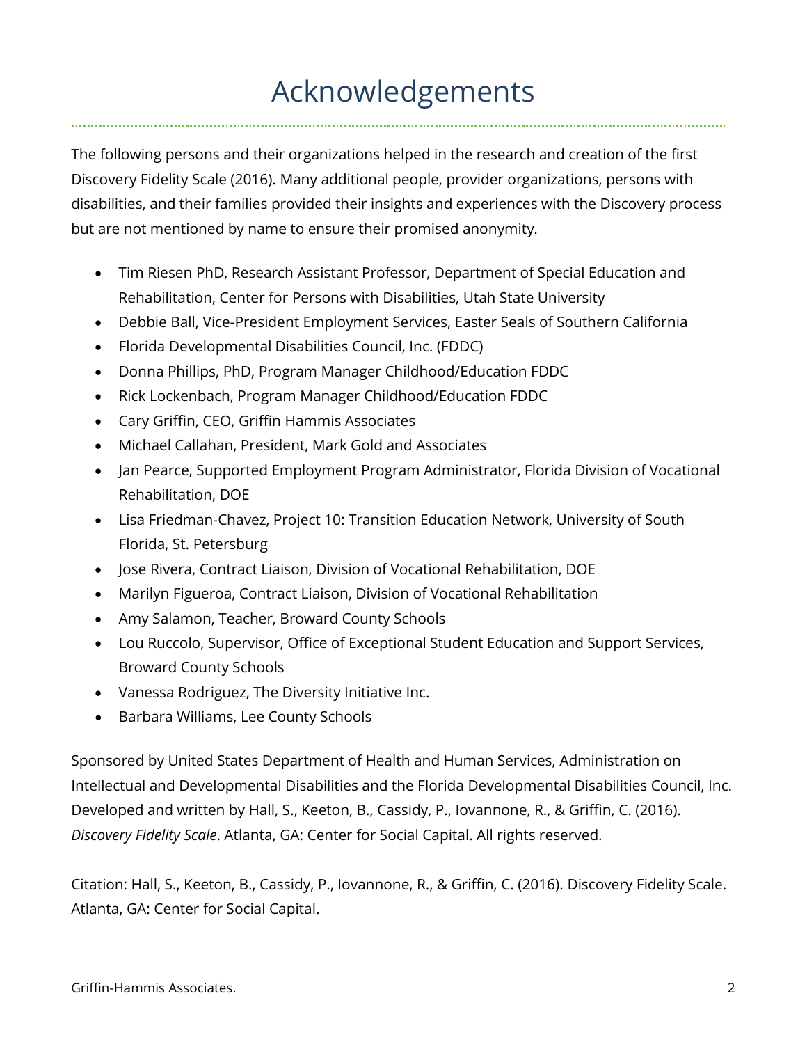# Acknowledgements

The following persons and their organizations helped in the research and creation of the first Discovery Fidelity Scale (2016). Many additional people, provider organizations, persons with disabilities, and their families provided their insights and experiences with the Discovery process but are not mentioned by name to ensure their promised anonymity.

- Tim Riesen PhD, Research Assistant Professor, Department of Special Education and Rehabilitation, Center for Persons with Disabilities, Utah State University
- Debbie Ball, Vice-President Employment Services, Easter Seals of Southern California
- Florida Developmental Disabilities Council, Inc. (FDDC)
- Donna Phillips, PhD, Program Manager Childhood/Education FDDC
- Rick Lockenbach, Program Manager Childhood/Education FDDC
- Cary Griffin, CEO, Griffin Hammis Associates
- Michael Callahan, President, Mark Gold and Associates
- Jan Pearce, Supported Employment Program Administrator, Florida Division of Vocational Rehabilitation, DOE
- Lisa Friedman-Chavez, Project 10: Transition Education Network, University of South Florida, St. Petersburg
- Jose Rivera, Contract Liaison, Division of Vocational Rehabilitation, DOE
- Marilyn Figueroa, Contract Liaison, Division of Vocational Rehabilitation
- Amy Salamon, Teacher, Broward County Schools
- Lou Ruccolo, Supervisor, Office of Exceptional Student Education and Support Services, Broward County Schools
- Vanessa Rodriguez, The Diversity Initiative Inc.
- Barbara Williams, Lee County Schools

Sponsored by United States Department of Health and Human Services, Administration on Intellectual and Developmental Disabilities and the Florida Developmental Disabilities Council, Inc. Developed and written by Hall, S., Keeton, B., Cassidy, P., Iovannone, R., & Griffin, C. (2016). *Discovery Fidelity Scale*. Atlanta, GA: Center for Social Capital. All rights reserved.

Citation: Hall, S., Keeton, B., Cassidy, P., Iovannone, R., & Griffin, C. (2016). Discovery Fidelity Scale. Atlanta, GA: Center for Social Capital.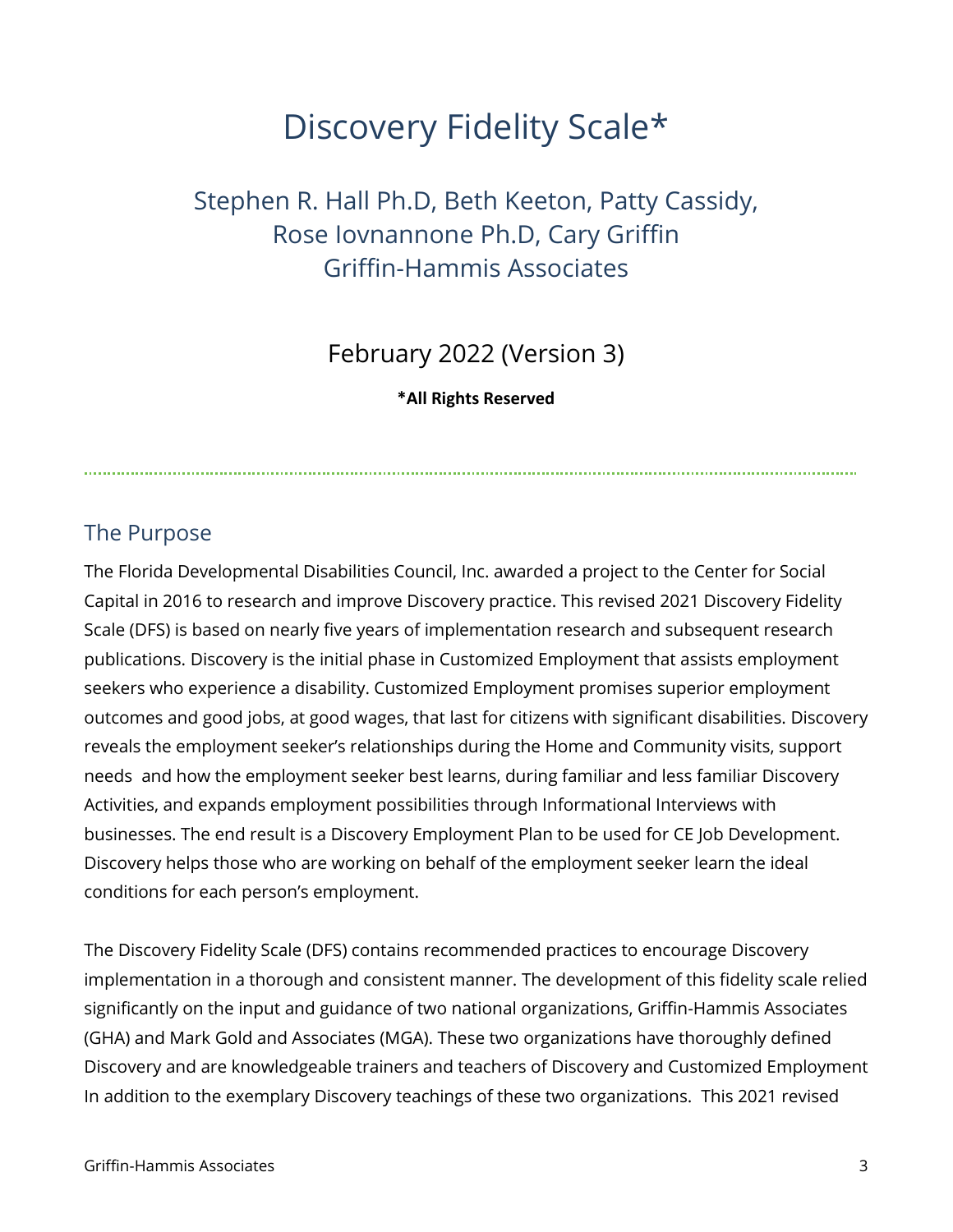# Discovery Fidelity Scale*

## Stephen R. Hall Ph.D, Beth Keeton, Patty Cassidy, Rose Iovnannone Ph.D, Cary Griffin Griffin-Hammis Associates

February 2022 (Version 3)

**\*All Rights Reserved**

---

## The Purpose

The Florida Developmental Disabilities Council, Inc. awarded a project to the Center for Social Capital in 2016 to research and improve Discovery practice. This revised 2021 Discovery Fidelity Scale (DFS) is based on nearly five years of implementation research and subsequent research publications. Discovery is the initial phase in Customized Employment that assists employment seekers who experience a disability. Customized Employment promises superior employment outcomes and good jobs, at good wages, that last for citizens with significant disabilities. Discovery reveals the employment seeker's relationships during the Home and Community visits, support needs and how the employment seeker best learns, during familiar and less familiar Discovery Activities, and expands employment possibilities through Informational Interviews with businesses. The end result is a Discovery Employment Plan to be used for CE Job Development. Discovery helps those who are working on behalf of the employment seeker learn the ideal conditions for each person's employment.

The Discovery Fidelity Scale (DFS) contains recommended practices to encourage Discovery implementation in a thorough and consistent manner. The development of this fidelity scale relied significantly on the input and guidance of two national organizations, Griffin-Hammis Associates (GHA) and Mark Gold and Associates (MGA). These two organizations have thoroughly defined Discovery and are knowledgeable trainers and teachers of Discovery and Customized Employment In addition to the exemplary Discovery teachings of these two organizations. This 2021 revised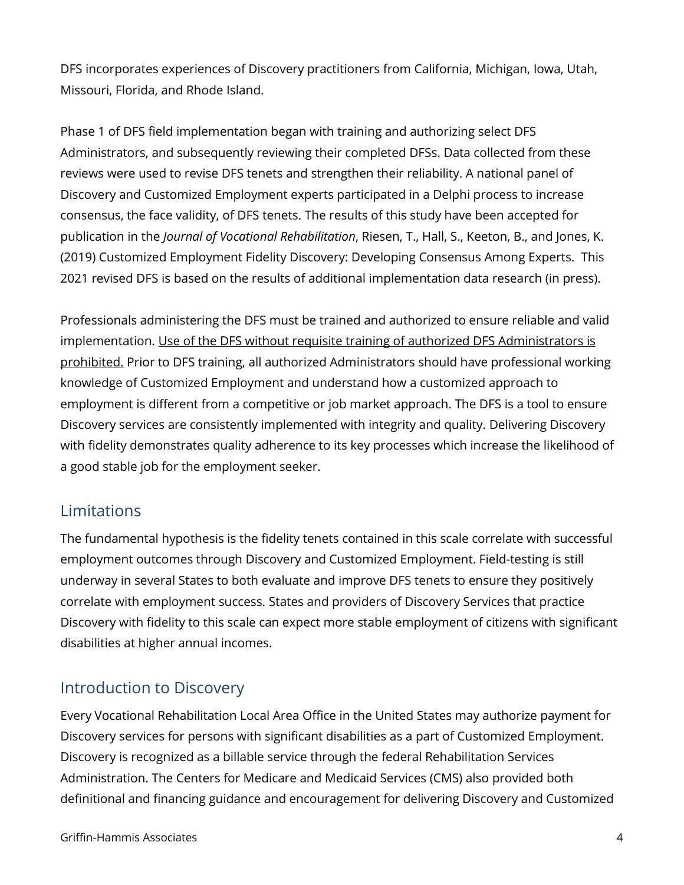DFS incorporates experiences of Discovery practitioners from California, Michigan, Iowa, Utah, Missouri, Florida, and Rhode Island.

Phase 1 of DFS field implementation began with training and authorizing select DFS Administrators, and subsequently reviewing their completed DFSs. Data collected from these reviews were used to revise DFS tenets and strengthen their reliability. A national panel of Discovery and Customized Employment experts participated in a Delphi process to increase consensus, the face validity, of DFS tenets. The results of this study have been accepted for publication in the *Journal of Vocational Rehabilitation*, Riesen, T., Hall, S., Keeton, B., and Jones, K. (2019) Customized Employment Fidelity Discovery: Developing Consensus Among Experts. This 2021 revised DFS is based on the results of additional implementation data research (in press).

Professionals administering the DFS must be trained and authorized to ensure reliable and valid implementation. <u>Use of the DFS without requisite training of authorized DFS Administrators is prohibited.</u> Prior to DFS training, all authorized Administrators should have professional working knowledge of Customized Employment and understand how a customized approach to employment is different from a competitive or job market approach. The DFS is a tool to ensure Discovery services are consistently implemented with integrity and quality. Delivering Discovery with fidelity demonstrates quality adherence to its key processes which increase the likelihood of a good stable job for the employment seeker.

## Limitations

The fundamental hypothesis is the fidelity tenets contained in this scale correlate with successful employment outcomes through Discovery and Customized Employment. Field-testing is still underway in several States to both evaluate and improve DFS tenets to ensure they positively correlate with employment success. States and providers of Discovery Services that practice Discovery with fidelity to this scale can expect more stable employment of citizens with significant disabilities at higher annual incomes.

## Introduction to Discovery

Every Vocational Rehabilitation Local Area Office in the United States may authorize payment for Discovery services for persons with significant disabilities as a part of Customized Employment. Discovery is recognized as a billable service through the federal Rehabilitation Services Administration. The Centers for Medicare and Medicaid Services (CMS) also provided both definitional and financing guidance and encouragement for delivering Discovery and Customized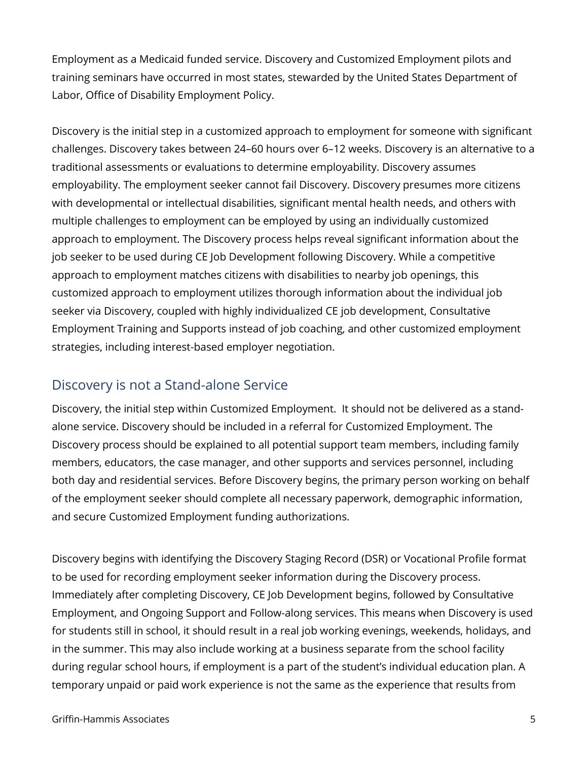Employment as a Medicaid funded service. Discovery and Customized Employment pilots and training seminars have occurred in most states, stewarded by the United States Department of Labor, Office of Disability Employment Policy.

Discovery is the initial step in a customized approach to employment for someone with significant challenges. Discovery takes between 24–60 hours over 6–12 weeks. Discovery is an alternative to a traditional assessments or evaluations to determine employability. Discovery assumes employability. The employment seeker cannot fail Discovery. Discovery presumes more citizens with developmental or intellectual disabilities, significant mental health needs, and others with multiple challenges to employment can be employed by using an individually customized approach to employment. The Discovery process helps reveal significant information about the job seeker to be used during CE Job Development following Discovery. While a competitive approach to employment matches citizens with disabilities to nearby job openings, this customized approach to employment utilizes thorough information about the individual job seeker via Discovery, coupled with highly individualized CE job development, Consultative Employment Training and Supports instead of job coaching, and other customized employment strategies, including interest-based employer negotiation.

## Discovery is not a Stand-alone Service

Discovery, the initial step within Customized Employment.  It should not be delivered as a stand-alone service. Discovery should be included in a referral for Customized Employment. The Discovery process should be explained to all potential support team members, including family members, educators, the case manager, and other supports and services personnel, including both day and residential services. Before Discovery begins, the primary person working on behalf of the employment seeker should complete all necessary paperwork, demographic information, and secure Customized Employment funding authorizations.

Discovery begins with identifying the Discovery Staging Record (DSR) or Vocational Profile format to be used for recording employment seeker information during the Discovery process. Immediately after completing Discovery, CE Job Development begins, followed by Consultative Employment, and Ongoing Support and Follow-along services. This means when Discovery is used for students still in school, it should result in a real job working evenings, weekends, holidays, and in the summer. This may also include working at a business separate from the school facility during regular school hours, if employment is a part of the student's individual education plan. A temporary unpaid or paid work experience is not the same as the experience that results from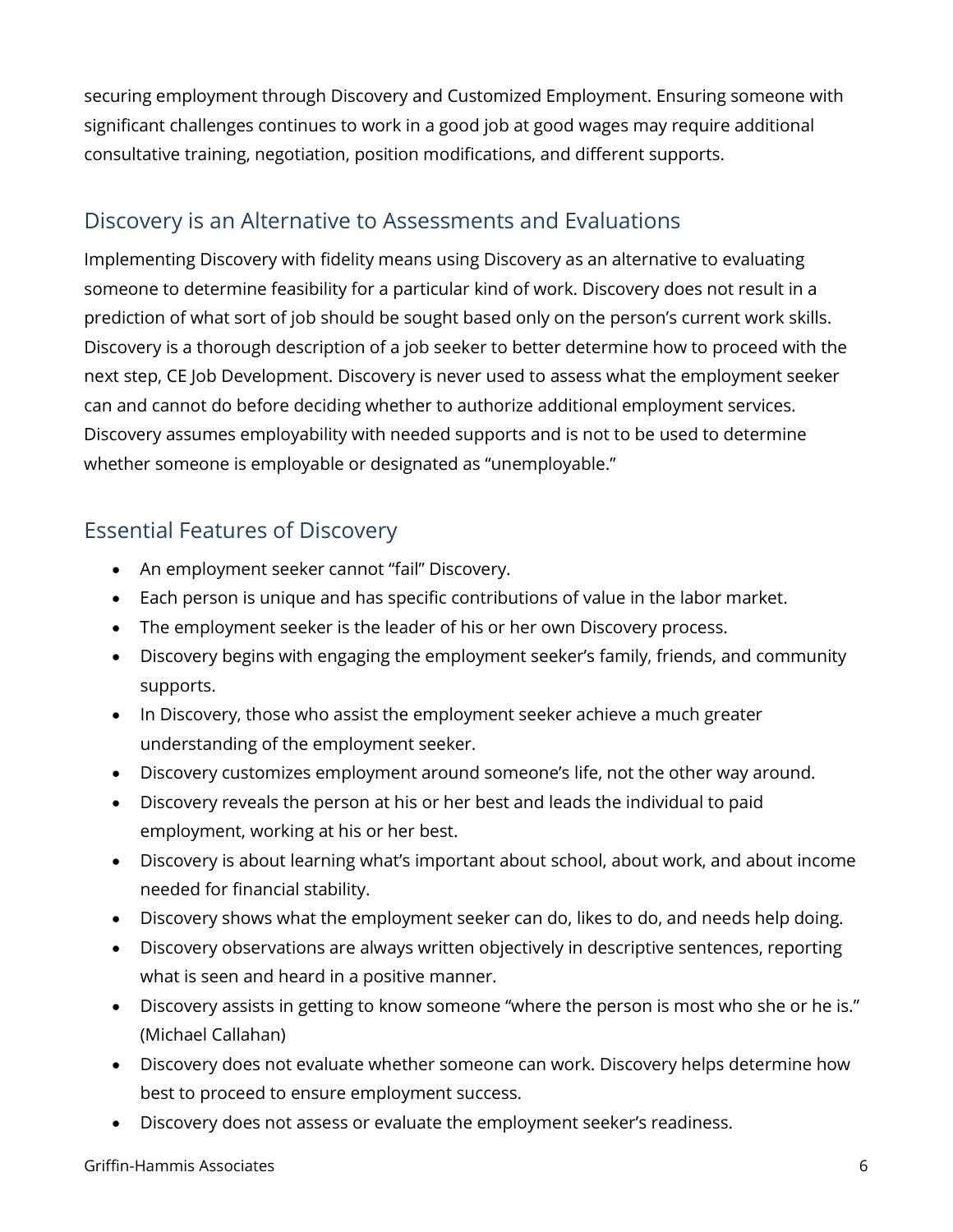securing employment through Discovery and Customized Employment. Ensuring someone with significant challenges continues to work in a good job at good wages may require additional consultative training, negotiation, position modifications, and different supports.

## Discovery is an Alternative to Assessments and Evaluations

Implementing Discovery with fidelity means using Discovery as an alternative to evaluating someone to determine feasibility for a particular kind of work. Discovery does not result in a prediction of what sort of job should be sought based only on the person's current work skills. Discovery is a thorough description of a job seeker to better determine how to proceed with the next step, CE Job Development. Discovery is never used to assess what the employment seeker can and cannot do before deciding whether to authorize additional employment services. Discovery assumes employability with needed supports and is not to be used to determine whether someone is employable or designated as "unemployable."

## Essential Features of Discovery

- An employment seeker cannot "fail" Discovery.
- Each person is unique and has specific contributions of value in the labor market.
- The employment seeker is the leader of his or her own Discovery process.
- Discovery begins with engaging the employment seeker's family, friends, and community supports.
- In Discovery, those who assist the employment seeker achieve a much greater understanding of the employment seeker.
- Discovery customizes employment around someone's life, not the other way around.
- Discovery reveals the person at his or her best and leads the individual to paid employment, working at his or her best.
- Discovery is about learning what's important about school, about work, and about income needed for financial stability.
- Discovery shows what the employment seeker can do, likes to do, and needs help doing.
- Discovery observations are always written objectively in descriptive sentences, reporting what is seen and heard in a positive manner.
- Discovery assists in getting to know someone "where the person is most who she or he is." (Michael Callahan)
- Discovery does not evaluate whether someone can work. Discovery helps determine how best to proceed to ensure employment success.
- Discovery does not assess or evaluate the employment seeker's readiness.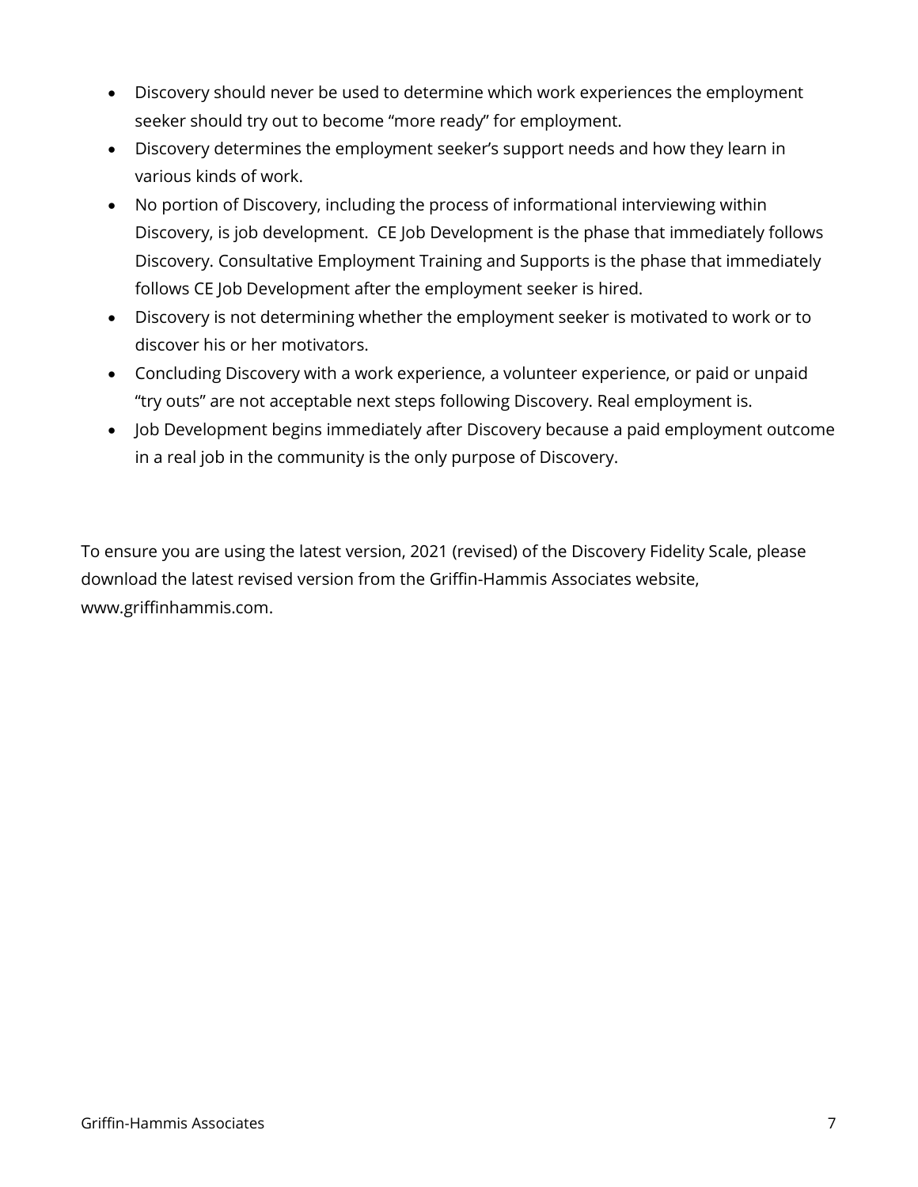- Discovery should never be used to determine which work experiences the employment seeker should try out to become "more ready" for employment.
- Discovery determines the employment seeker's support needs and how they learn in various kinds of work.
- No portion of Discovery, including the process of informational interviewing within Discovery, is job development. CE Job Development is the phase that immediately follows Discovery. Consultative Employment Training and Supports is the phase that immediately follows CE Job Development after the employment seeker is hired.
- Discovery is not determining whether the employment seeker is motivated to work or to discover his or her motivators.
- Concluding Discovery with a work experience, a volunteer experience, or paid or unpaid "try outs" are not acceptable next steps following Discovery. Real employment is.
- Job Development begins immediately after Discovery because a paid employment outcome in a real job in the community is the only purpose of Discovery.

To ensure you are using the latest version, 2021 (revised) of the Discovery Fidelity Scale, please download the latest revised version from the Griffin-Hammis Associates website, www.griffinhammis.com.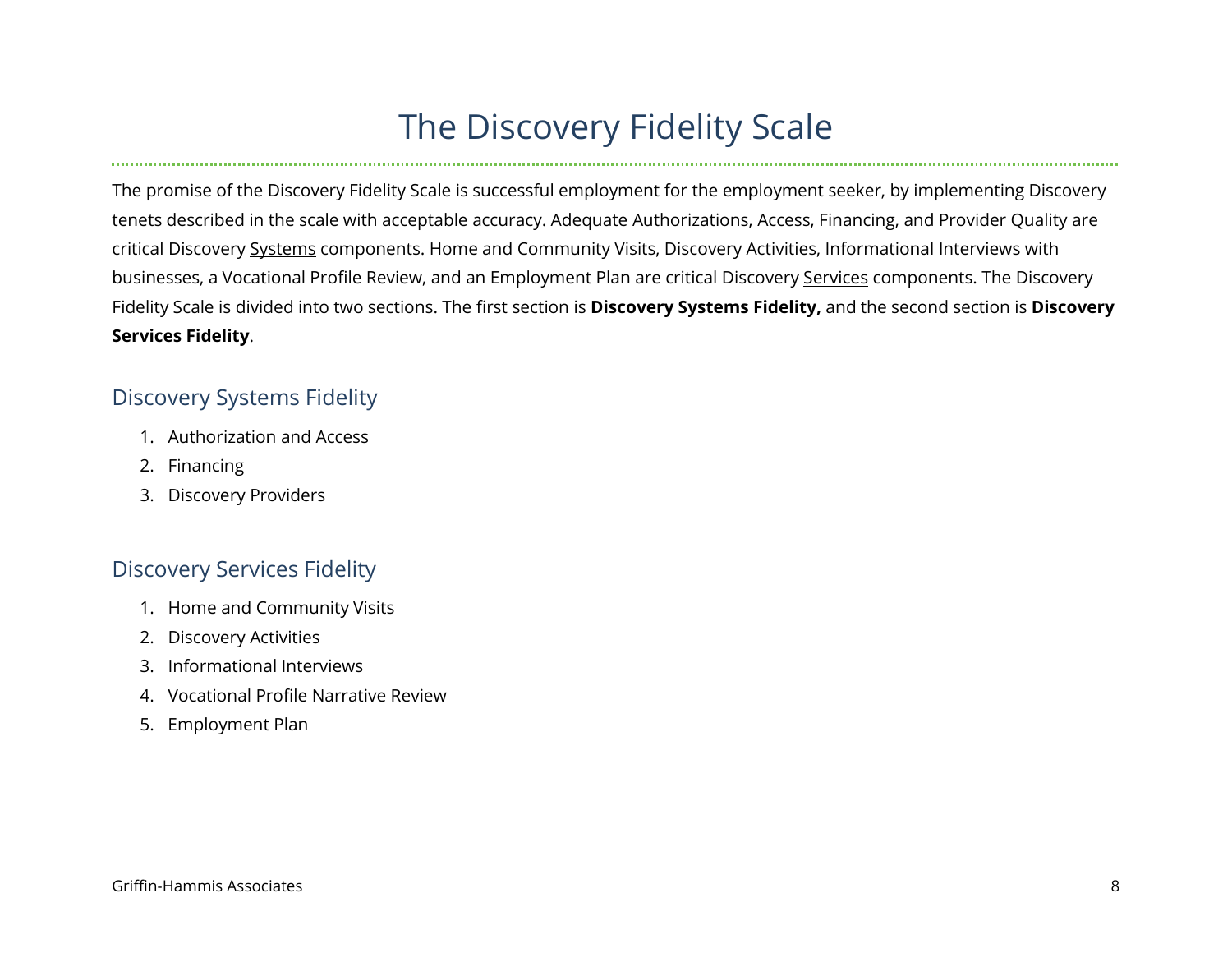# The Discovery Fidelity Scale

The promise of the Discovery Fidelity Scale is successful employment for the employment seeker, by implementing Discovery tenets described in the scale with acceptable accuracy. Adequate Authorizations, Access, Financing, and Provider Quality are critical Discovery <u>Systems</u> components. Home and Community Visits, Discovery Activities, Informational Interviews with businesses, a Vocational Profile Review, and an Employment Plan are critical Discovery <u>Services</u> components. The Discovery Fidelity Scale is divided into two sections. The first section is **Discovery Systems Fidelity,** and the second section is **Discovery Services Fidelity**.

## Discovery Systems Fidelity

1. Authorization and Access
2. Financing
3. Discovery Providers

## Discovery Services Fidelity

1. Home and Community Visits
2. Discovery Activities
3. Informational Interviews
4. Vocational Profile Narrative Review
5. Employment Plan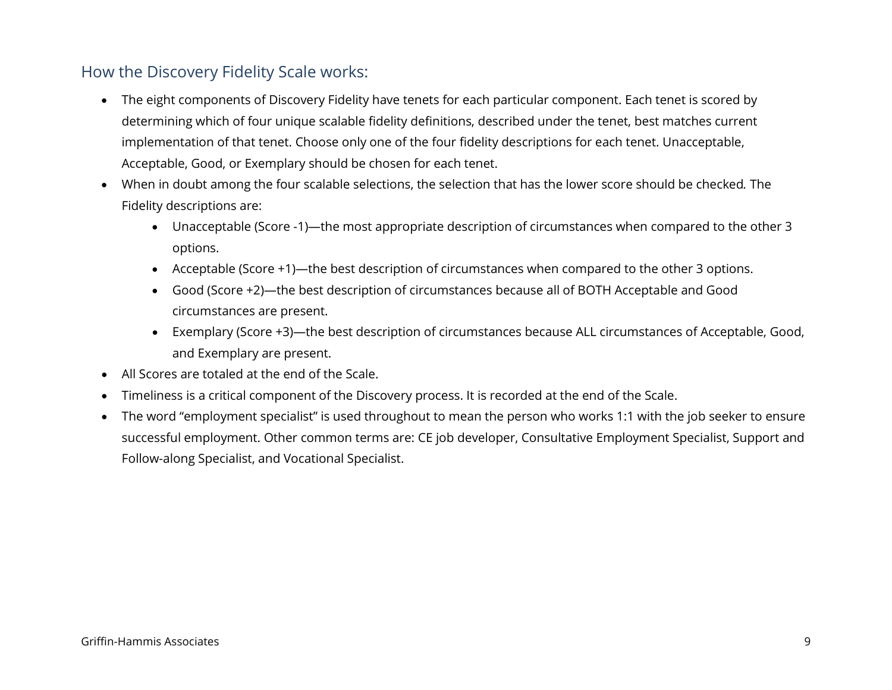## How the Discovery Fidelity Scale works:

- The eight components of Discovery Fidelity have tenets for each particular component. Each tenet is scored by determining which of four unique scalable fidelity definitions, described under the tenet, best matches current implementation of that tenet. Choose only one of the four fidelity descriptions for each tenet. Unacceptable, Acceptable, Good, or Exemplary should be chosen for each tenet.
- When in doubt among the four scalable selections, the selection that has the lower score should be checked. The Fidelity descriptions are:
    - Unacceptable (Score -1)—the most appropriate description of circumstances when compared to the other 3 options.
    - Acceptable (Score +1)—the best description of circumstances when compared to the other 3 options.
    - Good (Score +2)—the best description of circumstances because all of BOTH Acceptable and Good circumstances are present.
    - Exemplary (Score +3)—the best description of circumstances because ALL circumstances of Acceptable, Good, and Exemplary are present.
- All Scores are totaled at the end of the Scale.
- Timeliness is a critical component of the Discovery process. It is recorded at the end of the Scale.
- The word "employment specialist" is used throughout to mean the person who works 1:1 with the job seeker to ensure successful employment. Other common terms are: CE job developer, Consultative Employment Specialist, Support and Follow-along Specialist, and Vocational Specialist.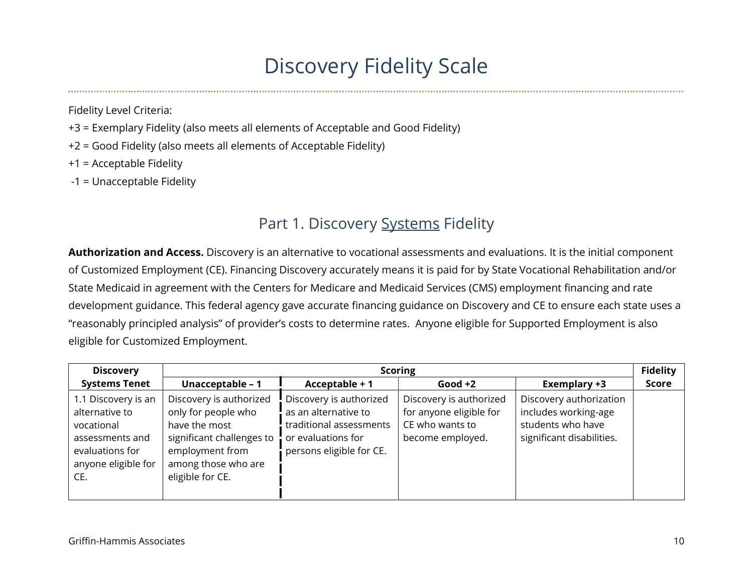# Discovery Fidelity Scale

Fidelity Level Criteria:

+3 = Exemplary Fidelity (also meets all elements of Acceptable and Good Fidelity)

+2 = Good Fidelity (also meets all elements of Acceptable Fidelity)

+1 = Acceptable Fidelity

-1 = Unacceptable Fidelity

## Part 1. Discovery Systems Fidelity

**Authorization and Access.** Discovery is an alternative to vocational assessments and evaluations. It is the initial component of Customized Employment (CE). Financing Discovery accurately means it is paid for by State Vocational Rehabilitation and/or State Medicaid in agreement with the Centers for Medicare and Medicaid Services (CMS) employment financing and rate development guidance. This federal agency gave accurate financing guidance on Discovery and CE to ensure each state uses a "reasonably principled analysis" of provider's costs to determine rates. Anyone eligible for Supported Employment is also eligible for Customized Employment.

| Discovery Systems Tenet | Scoring | | | | Fidelity Score |
|---|---|---|---|---|---|
| | Unacceptable – 1 | Acceptable + 1 | Good +2 | Exemplary +3 | |
| 1.1 Discovery is an alternative to vocational assessments and evaluations for anyone eligible for CE. | Discovery is authorized only for people who have the most significant challenges to employment from among those who are eligible for CE. | Discovery is authorized as an alternative to traditional assessments or evaluations for persons eligible for CE. | Discovery is authorized for anyone eligible for CE who wants to become employed. | Discovery authorization includes working-age students who have significant disabilities. | |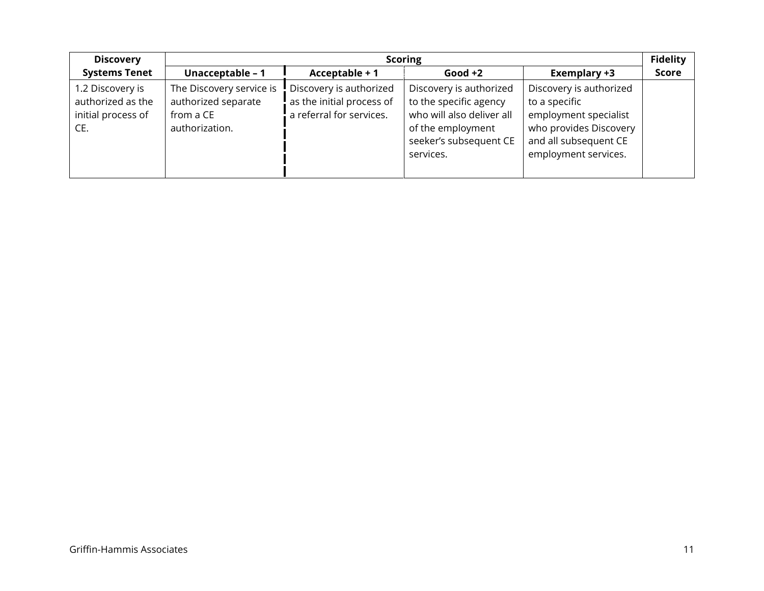| Discovery Systems Tenet | Scoring | | | | Fidelity Score |
|---|---|---|---|---|---|
| | Unacceptable – 1 | Acceptable + 1 | Good +2 | Exemplary +3 | |
| 1.2 Discovery is authorized as the initial process of CE. | The Discovery service is authorized separate from a CE authorization. | Discovery is authorized as the initial process of a referral for services. | Discovery is authorized to the specific agency who will also deliver all of the employment seeker's subsequent CE services. | Discovery is authorized to a specific employment specialist who provides Discovery and all subsequent CE employment services. | |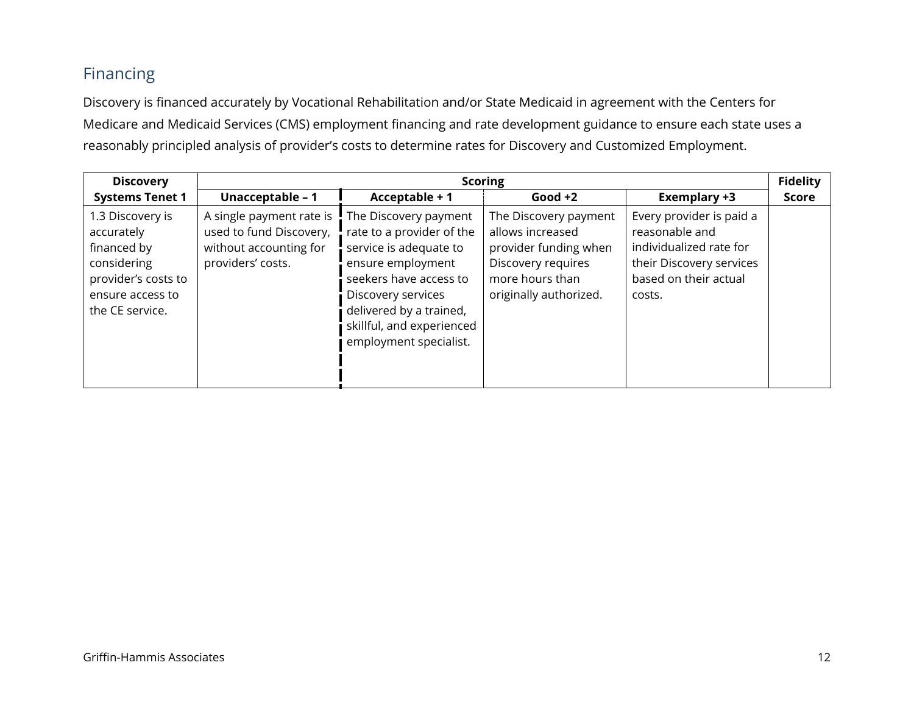## Financing

Discovery is financed accurately by Vocational Rehabilitation and/or State Medicaid in agreement with the Centers for Medicare and Medicaid Services (CMS) employment financing and rate development guidance to ensure each state uses a reasonably principled analysis of provider's costs to determine rates for Discovery and Customized Employment.

| Discovery Systems Tenet 1 | Scoring | | | | Fidelity Score |
|---|---|---|---|---|---|
| | **Unacceptable – 1** | **Acceptable + 1** | **Good +2** | **Exemplary +3** | |
| 1.3 Discovery is accurately financed by considering provider's costs to ensure access to the CE service. | A single payment rate is used to fund Discovery, without accounting for providers' costs. | The Discovery payment rate to a provider of the service is adequate to ensure employment seekers have access to Discovery services delivered by a trained, skillful, and experienced employment specialist. | The Discovery payment allows increased provider funding when Discovery requires more hours than originally authorized. | Every provider is paid a reasonable and individualized rate for their Discovery services based on their actual costs. | |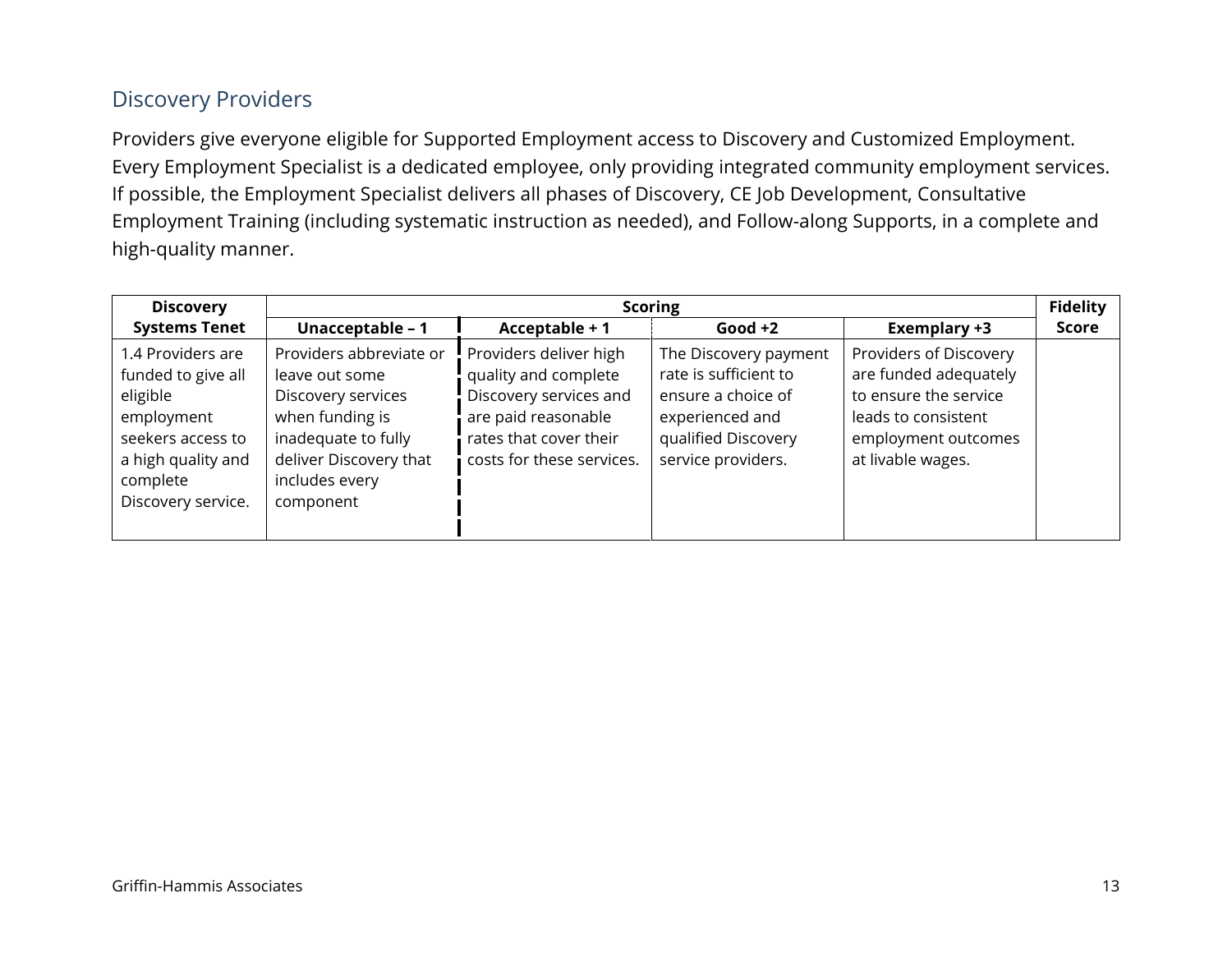## Discovery Providers

Providers give everyone eligible for Supported Employment access to Discovery and Customized Employment. Every Employment Specialist is a dedicated employee, only providing integrated community employment services. If possible, the Employment Specialist delivers all phases of Discovery, CE Job Development, Consultative Employment Training (including systematic instruction as needed), and Follow-along Supports, in a complete and high-quality manner.

| Discovery Systems Tenet | Scoring | | | | Fidelity Score |
|---|---|---|---|---|---|
| | Unacceptable – 1 | Acceptable + 1 | Good +2 | Exemplary +3 | |
| 1.4 Providers are funded to give all eligible employment seekers access to a high quality and complete Discovery service. | Providers abbreviate or leave out some Discovery services when funding is inadequate to fully deliver Discovery that includes every component | Providers deliver high quality and complete Discovery services and are paid reasonable rates that cover their costs for these services. | The Discovery payment rate is sufficient to ensure a choice of experienced and qualified Discovery service providers. | Providers of Discovery are funded adequately to ensure the service leads to consistent employment outcomes at livable wages. | |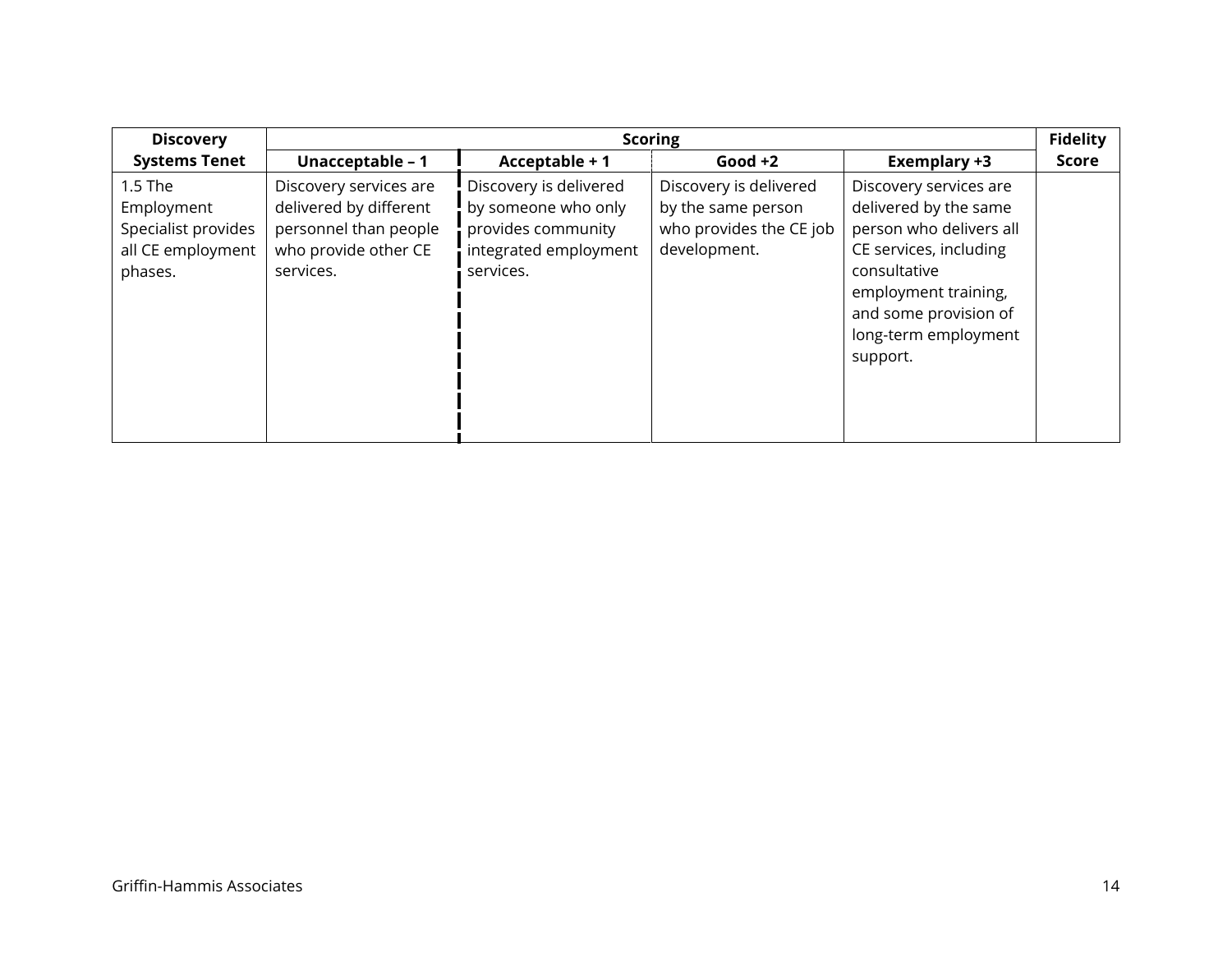| Discovery Systems Tenet | Scoring | | | | Fidelity Score |
|---|---|---|---|---|---|
| | Unacceptable – 1 | Acceptable + 1 | Good +2 | Exemplary +3 | |
| 1.5 The Employment Specialist provides all CE employment phases. | Discovery services are delivered by different personnel than people who provide other CE services. | Discovery is delivered by someone who only provides community integrated employment services. | Discovery is delivered by the same person who provides the CE job development. | Discovery services are delivered by the same person who delivers all CE services, including consultative employment training, and some provision of long-term employment support. | |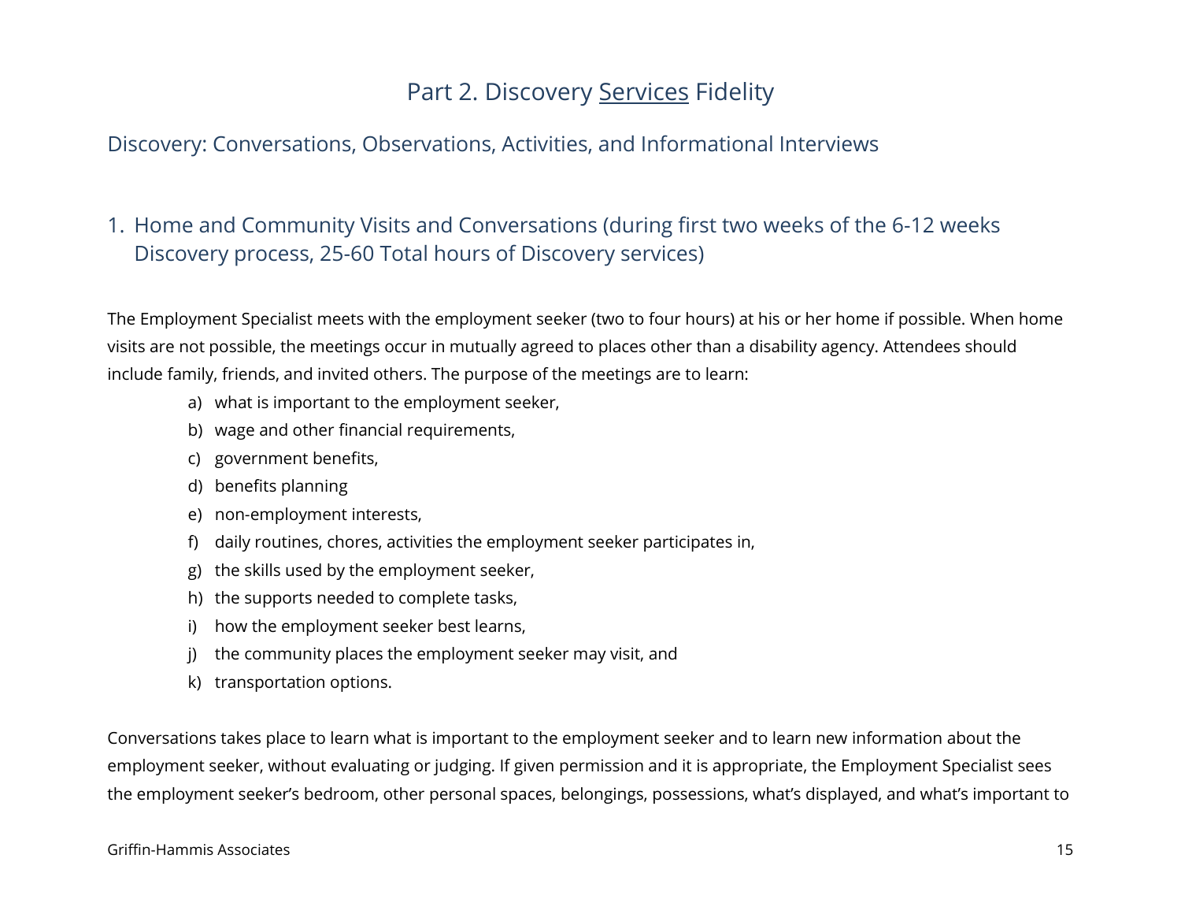# Part 2. Discovery <u>Services</u> Fidelity

## Discovery: Conversations, Observations, Activities, and Informational Interviews

### 1. Home and Community Visits and Conversations (during first two weeks of the 6-12 weeks Discovery process, 25-60 Total hours of Discovery services)

The Employment Specialist meets with the employment seeker (two to four hours) at his or her home if possible. When home visits are not possible, the meetings occur in mutually agreed to places other than a disability agency. Attendees should include family, friends, and invited others. The purpose of the meetings are to learn:

a) what is important to the employment seeker,
b) wage and other financial requirements,
c) government benefits,
d) benefits planning
e) non-employment interests,
f) daily routines, chores, activities the employment seeker participates in,
g) the skills used by the employment seeker,
h) the supports needed to complete tasks,
i) how the employment seeker best learns,
j) the community places the employment seeker may visit, and
k) transportation options.

Conversations takes place to learn what is important to the employment seeker and to learn new information about the employment seeker, without evaluating or judging. If given permission and it is appropriate, the Employment Specialist sees the employment seeker's bedroom, other personal spaces, belongings, possessions, what's displayed, and what's important to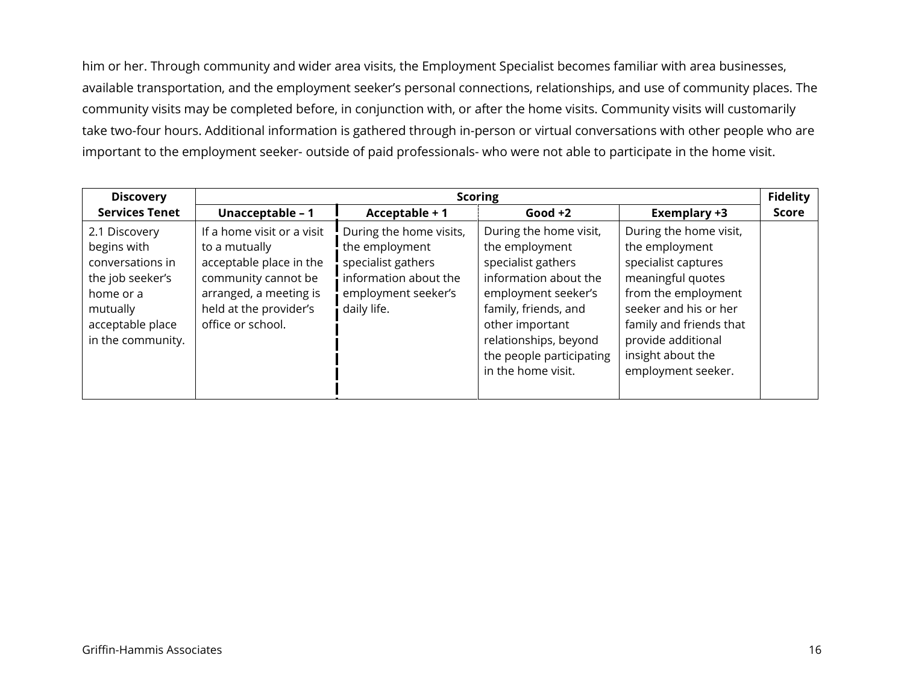him or her. Through community and wider area visits, the Employment Specialist becomes familiar with area businesses, available transportation, and the employment seeker's personal connections, relationships, and use of community places. The community visits may be completed before, in conjunction with, or after the home visits. Community visits will customarily take two-four hours. Additional information is gathered through in-person or virtual conversations with other people who are important to the employment seeker- outside of paid professionals- who were not able to participate in the home visit.

| Discovery Services Tenet | Scoring | | | | Fidelity Score |
|---|---|---|---|---|---|
| | Unacceptable – 1 | Acceptable + 1 | Good +2 | Exemplary +3 | |
| 2.1 Discovery begins with conversations in the job seeker's home or a mutually acceptable place in the community. | If a home visit or a visit to a mutually acceptable place in the community cannot be arranged, a meeting is held at the provider's office or school. | During the home visits, the employment specialist gathers information about the employment seeker's daily life. | During the home visit, the employment specialist gathers information about the employment seeker's family, friends, and other important relationships, beyond the people participating in the home visit. | During the home visit, the employment specialist captures meaningful quotes from the employment seeker and his or her family and friends that provide additional insight about the employment seeker. | |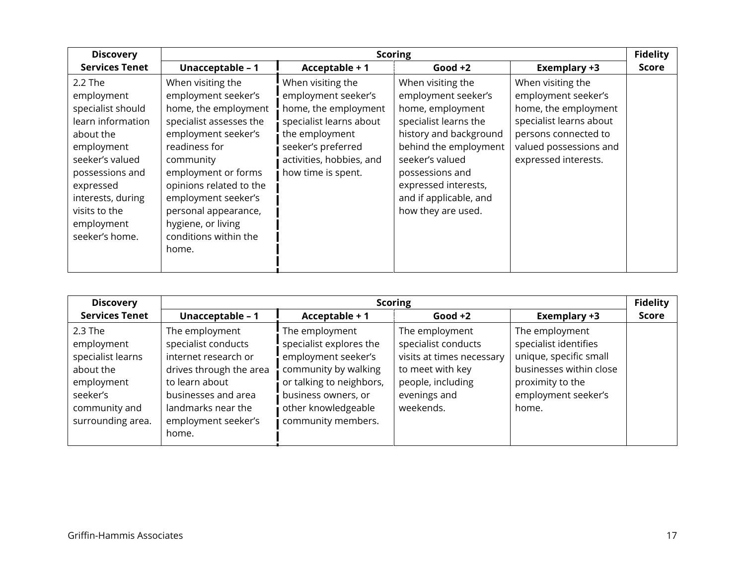| Discovery Services Tenet | Scoring | | | | Fidelity Score |
|---|---|---|---|---|---|
| | Unacceptable – 1 | Acceptable + 1 | Good +2 | Exemplary +3 | |
| 2.2 The employment specialist should learn information about the employment seeker's valued possessions and expressed interests, during visits to the employment seeker's home. | When visiting the employment seeker's home, the employment specialist assesses the employment seeker's readiness for community employment or forms opinions related to the employment seeker's personal appearance, hygiene, or living conditions within the home. | When visiting the employment seeker's home, the employment specialist learns about the employment seeker's preferred activities, hobbies, and how time is spent. | When visiting the employment seeker's home, employment specialist learns the history and background behind the employment seeker's valued possessions and expressed interests, and if applicable, and how they are used. | When visiting the employment seeker's home, the employment specialist learns about persons connected to valued possessions and expressed interests. | |

| Discovery Services Tenet | Scoring | | | | Fidelity Score |
|---|---|---|---|---|---|
| | Unacceptable – 1 | Acceptable + 1 | Good +2 | Exemplary +3 | |
| 2.3 The employment specialist learns about the employment seeker's community and surrounding area. | The employment specialist conducts internet research or drives through the area to learn about businesses and area landmarks near the employment seeker's home. | The employment specialist explores the employment seeker's community by walking or talking to neighbors, business owners, or other knowledgeable community members. | The employment specialist conducts visits at times necessary to meet with key people, including evenings and weekends. | The employment specialist identifies unique, specific small businesses within close proximity to the employment seeker's home. | |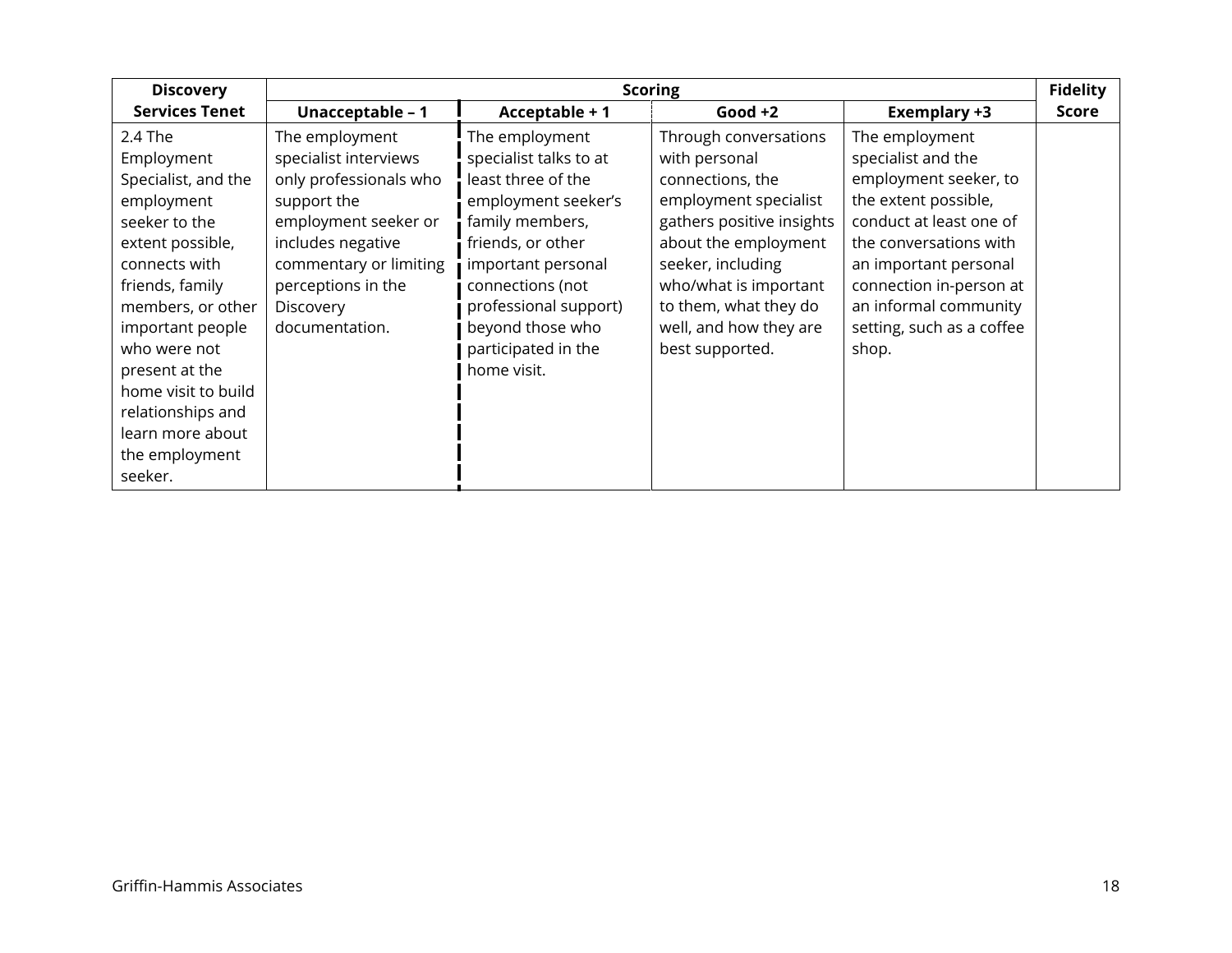| Discovery Services Tenet | Scoring | | | | Fidelity Score |
|---|---|---|---|---|---|
| | Unacceptable – 1 | Acceptable + 1 | Good +2 | Exemplary +3 | |
| 2.4 The Employment Specialist, and the employment seeker to the extent possible, connects with friends, family members, or other important people who were not present at the home visit to build relationships and learn more about the employment seeker. | The employment specialist interviews only professionals who support the employment seeker or includes negative commentary or limiting perceptions in the Discovery documentation. | The employment specialist talks to at least three of the employment seeker's family members, friends, or other important personal connections (not professional support) beyond those who participated in the home visit. | Through conversations with personal connections, the employment specialist gathers positive insights about the employment seeker, including who/what is important to them, what they do well, and how they are best supported. | The employment specialist and the employment seeker, to the extent possible, conduct at least one of the conversations with an important personal connection in-person at an informal community setting, such as a coffee shop. | |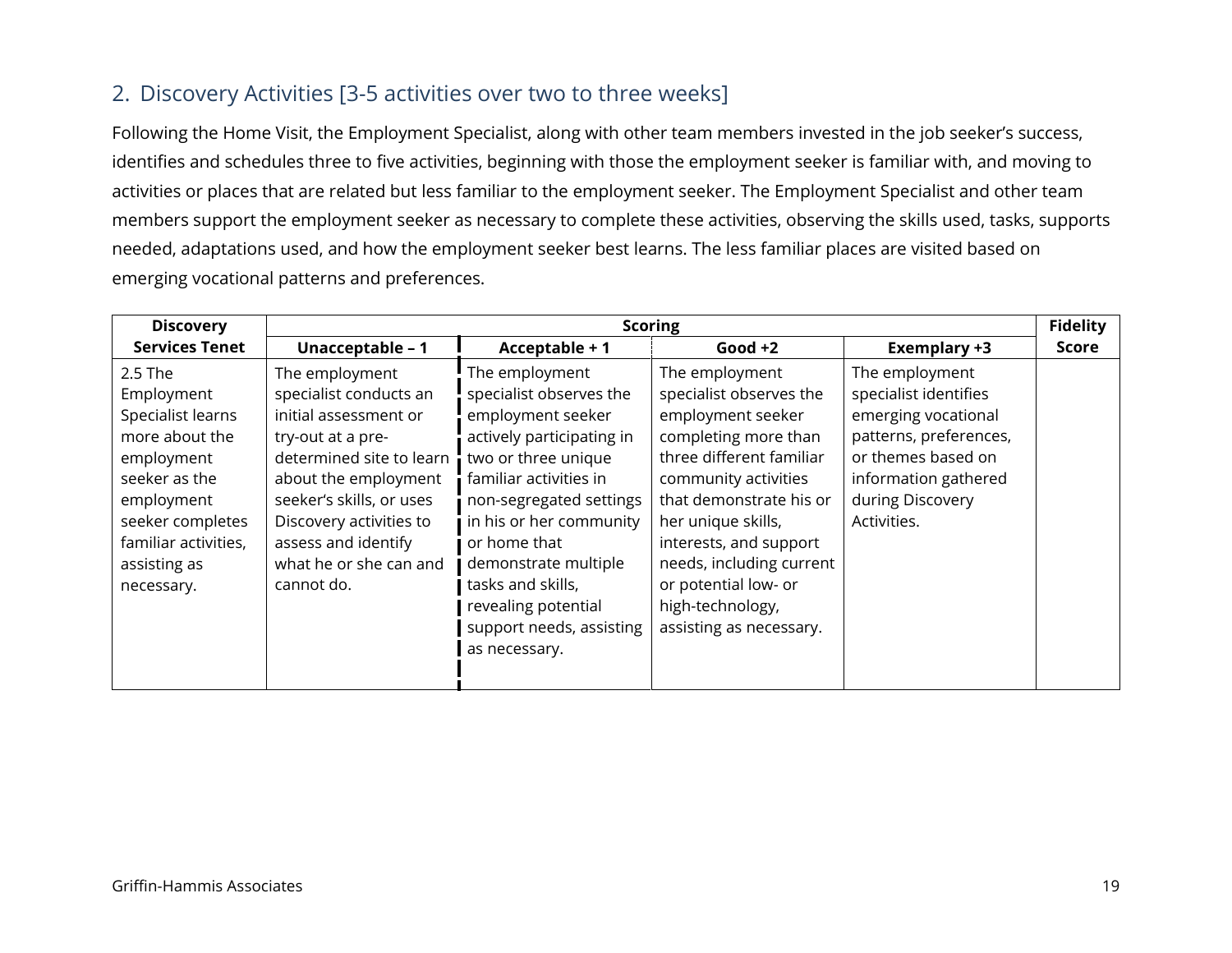## 2. Discovery Activities [3-5 activities over two to three weeks]

Following the Home Visit, the Employment Specialist, along with other team members invested in the job seeker's success, identifies and schedules three to five activities, beginning with those the employment seeker is familiar with, and moving to activities or places that are related but less familiar to the employment seeker. The Employment Specialist and other team members support the employment seeker as necessary to complete these activities, observing the skills used, tasks, supports needed, adaptations used, and how the employment seeker best learns. The less familiar places are visited based on emerging vocational patterns and preferences.

| Discovery Services Tenet | Scoring | | | | Fidelity Score |
|---|---|---|---|---|---|
| | **Unacceptable – 1** | **Acceptable + 1** | **Good +2** | **Exemplary +3** | |
| 2.5 The Employment Specialist learns more about the employment seeker as the employment seeker completes familiar activities, assisting as necessary. | The employment specialist conducts an initial assessment or try-out at a pre-determined site to learn about the employment seeker's skills, or uses Discovery activities to assess and identify what he or she can and cannot do. | The employment specialist observes the employment seeker actively participating in two or three unique familiar activities in non-segregated settings in his or her community or home that demonstrate multiple tasks and skills, revealing potential support needs, assisting as necessary. | The employment specialist observes the employment seeker completing more than three different familiar community activities that demonstrate his or her unique skills, interests, and support needs, including current or potential low- or high-technology, assisting as necessary. | The employment specialist identifies emerging vocational patterns, preferences, or themes based on information gathered during Discovery Activities. | |

Griffin-Hammis Associates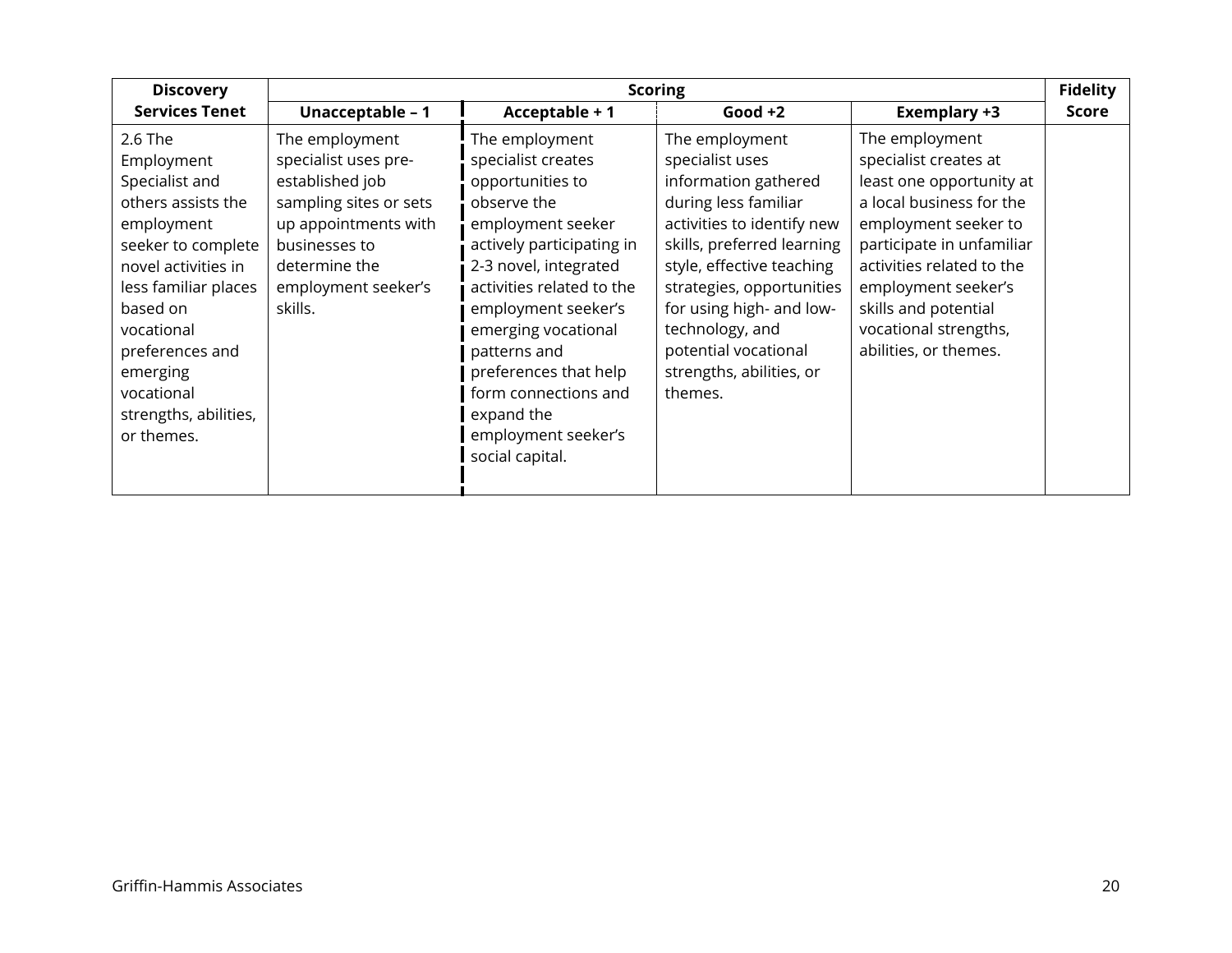| Discovery Services Tenet | Scoring | | | | Fidelity Score |
|---|---|---|---|---|---|
| | Unacceptable – 1 | Acceptable + 1 | Good +2 | Exemplary +3 | |
| 2.6 The Employment Specialist and others assists the employment seeker to complete novel activities in less familiar places based on vocational preferences and emerging vocational strengths, abilities, or themes. | The employment specialist uses pre-established job sampling sites or sets up appointments with businesses to determine the employment seeker's skills. | The employment specialist creates opportunities to observe the employment seeker actively participating in 2-3 novel, integrated activities related to the employment seeker's emerging vocational patterns and preferences that help form connections and expand the employment seeker's social capital. | The employment specialist uses information gathered during less familiar activities to identify new skills, preferred learning style, effective teaching strategies, opportunities for using high- and low-technology, and potential vocational strengths, abilities, or themes. | The employment specialist creates at least one opportunity at a local business for the employment seeker to participate in unfamiliar activities related to the employment seeker's skills and potential vocational strengths, abilities, or themes. | |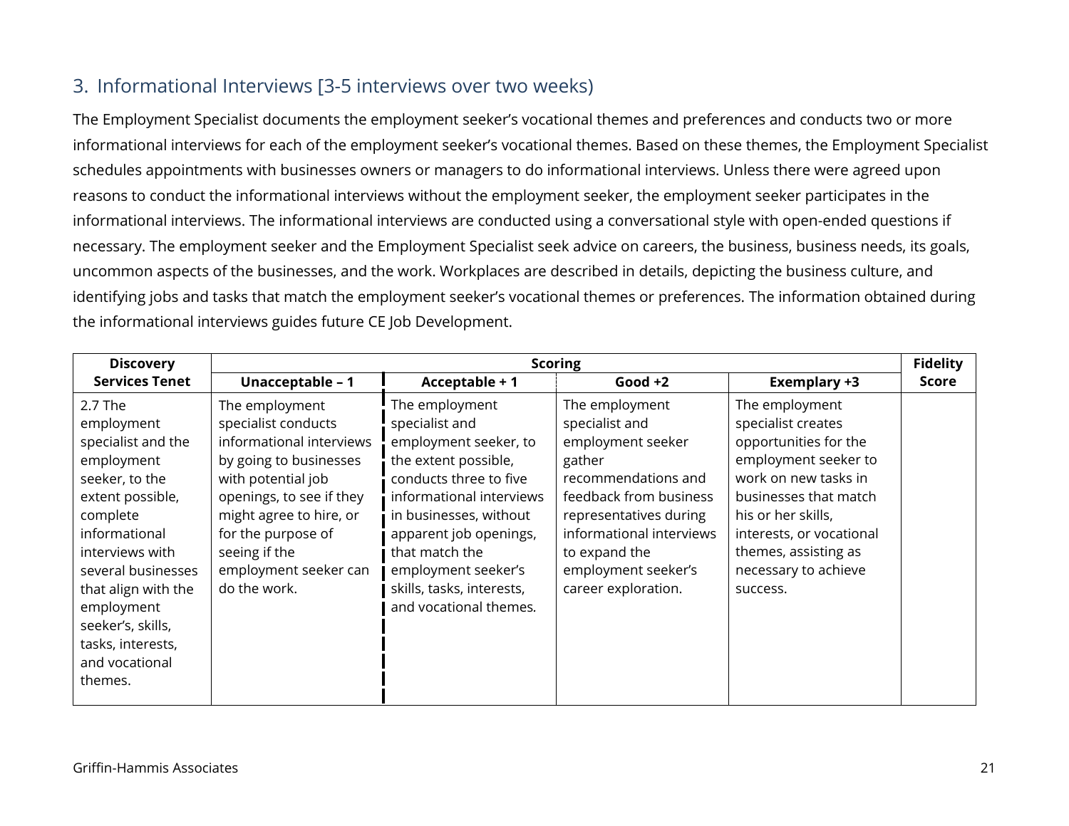## 3. Informational Interviews [3-5 interviews over two weeks)

The Employment Specialist documents the employment seeker's vocational themes and preferences and conducts two or more informational interviews for each of the employment seeker's vocational themes. Based on these themes, the Employment Specialist schedules appointments with businesses owners or managers to do informational interviews. Unless there were agreed upon reasons to conduct the informational interviews without the employment seeker, the employment seeker participates in the informational interviews. The informational interviews are conducted using a conversational style with open-ended questions if necessary. The employment seeker and the Employment Specialist seek advice on careers, the business, business needs, its goals, uncommon aspects of the businesses, and the work. Workplaces are described in details, depicting the business culture, and identifying jobs and tasks that match the employment seeker's vocational themes or preferences. The information obtained during the informational interviews guides future CE Job Development.

| Discovery Services Tenet | Scoring | | | | Fidelity Score |
|---|---|---|---|---|---|
| | **Unacceptable – 1** | **Acceptable + 1** | **Good +2** | **Exemplary +3** | |
| 2.7 The employment specialist and the employment seeker, to the extent possible, complete informational interviews with several businesses that align with the employment seeker's, skills, tasks, interests, and vocational themes. | The employment specialist conducts informational interviews by going to businesses with potential job openings, to see if they might agree to hire, or for the purpose of seeing if the employment seeker can do the work. | The employment specialist and employment seeker, to the extent possible, conducts three to five informational interviews in businesses, without apparent job openings, that match the employment seeker's skills, tasks, interests, and vocational themes. | The employment specialist and employment seeker gather recommendations and feedback from business representatives during informational interviews to expand the employment seeker's career exploration. | The employment specialist creates opportunities for the employment seeker to work on new tasks in businesses that match his or her skills, interests, or vocational themes, assisting as necessary to achieve success. | |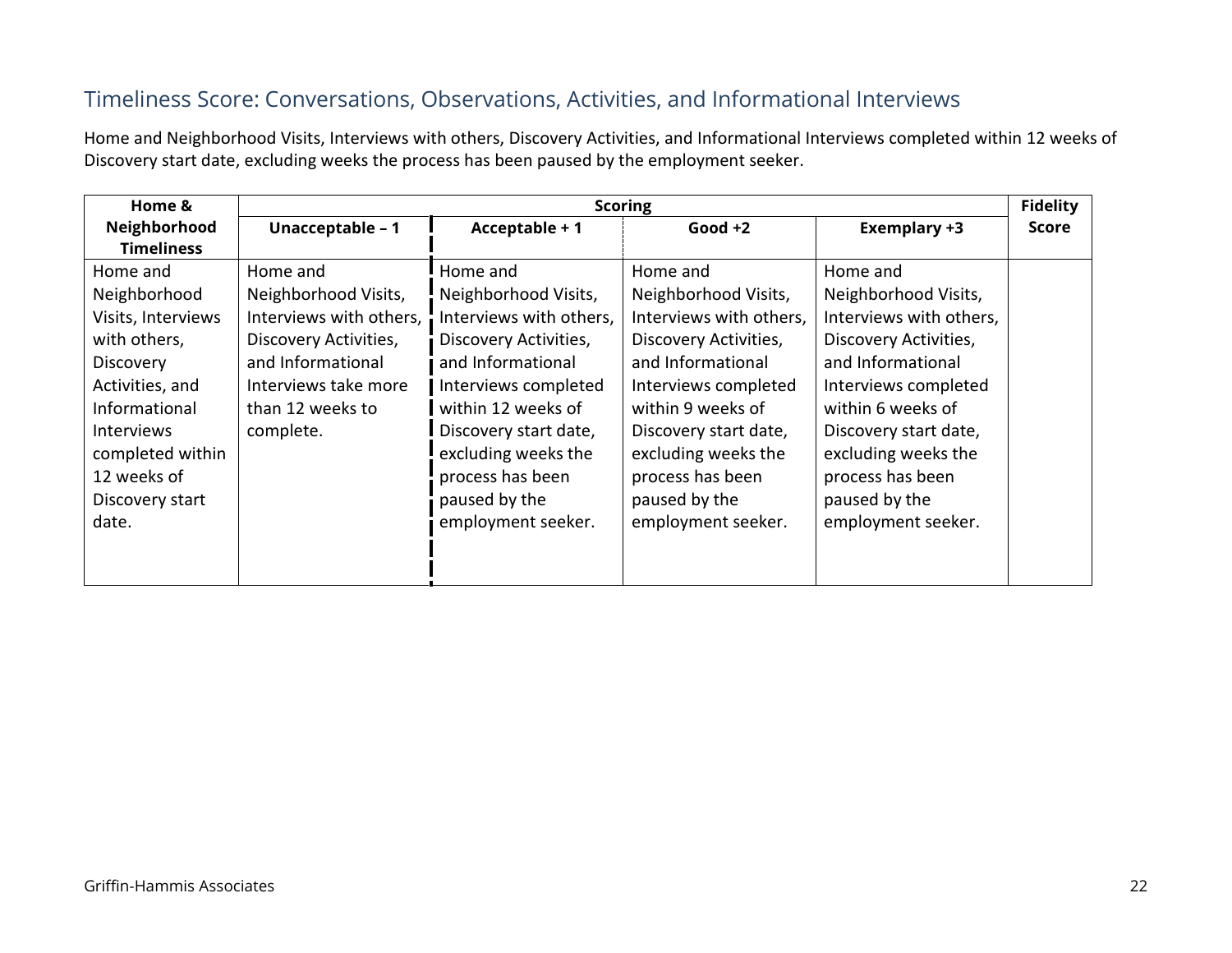## Timeliness Score: Conversations, Observations, Activities, and Informational Interviews

Home and Neighborhood Visits, Interviews with others, Discovery Activities, and Informational Interviews completed within 12 weeks of Discovery start date, excluding weeks the process has been paused by the employment seeker.

| Home & Neighborhood Timeliness | Scoring | | | | Fidelity Score |
|---|---|---|---|---|---|
| | Unacceptable – 1 | Acceptable + 1 | Good +2 | Exemplary +3 | |
| Home and Neighborhood Visits, Interviews with others, Discovery Activities, and Informational Interviews completed within 12 weeks of Discovery start date. | Home and Neighborhood Visits, Interviews with others, Discovery Activities, and Informational Interviews take more than 12 weeks to complete. | Home and Neighborhood Visits, Interviews with others, Discovery Activities, and Informational Interviews completed within 12 weeks of Discovery start date, excluding weeks the process has been paused by the employment seeker. | Home and Neighborhood Visits, Interviews with others, Discovery Activities, and Informational Interviews completed within 9 weeks of Discovery start date, excluding weeks the process has been paused by the employment seeker. | Home and Neighborhood Visits, Interviews with others, Discovery Activities, and Informational Interviews completed within 6 weeks of Discovery start date, excluding weeks the process has been paused by the employment seeker. | |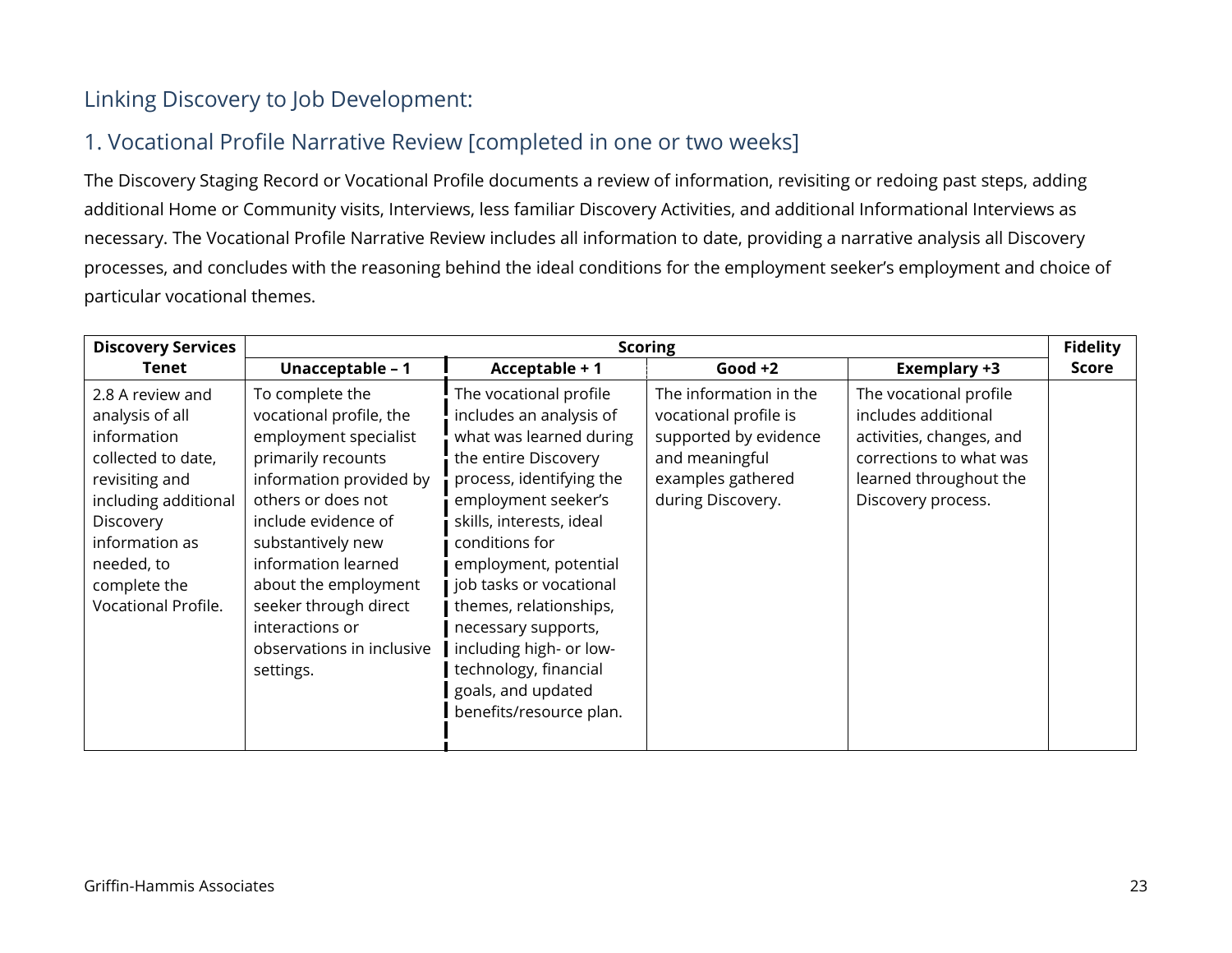## Linking Discovery to Job Development:

## 1. Vocational Profile Narrative Review [completed in one or two weeks]

The Discovery Staging Record or Vocational Profile documents a review of information, revisiting or redoing past steps, adding additional Home or Community visits, Interviews, less familiar Discovery Activities, and additional Informational Interviews as necessary. The Vocational Profile Narrative Review includes all information to date, providing a narrative analysis all Discovery processes, and concludes with the reasoning behind the ideal conditions for the employment seeker's employment and choice of particular vocational themes.

| **Discovery Services Tenet** | **Scoring** | | | | **Fidelity Score** |
|---|---|---|---|---|---|
| | **Unacceptable – 1** | **Acceptable + 1** | **Good +2** | **Exemplary +3** | |
| 2.8 A review and analysis of all information collected to date, revisiting and including additional Discovery information as needed, to complete the Vocational Profile. | To complete the vocational profile, the employment specialist primarily recounts information provided by others or does not include evidence of substantively new information learned about the employment seeker through direct interactions or observations in inclusive settings. | The vocational profile includes an analysis of what was learned during the entire Discovery process, identifying the employment seeker's skills, interests, ideal conditions for employment, potential job tasks or vocational themes, relationships, necessary supports, including high- or low-technology, financial goals, and updated benefits/resource plan. | The information in the vocational profile is supported by evidence and meaningful examples gathered during Discovery. | The vocational profile includes additional activities, changes, and corrections to what was learned throughout the Discovery process. | |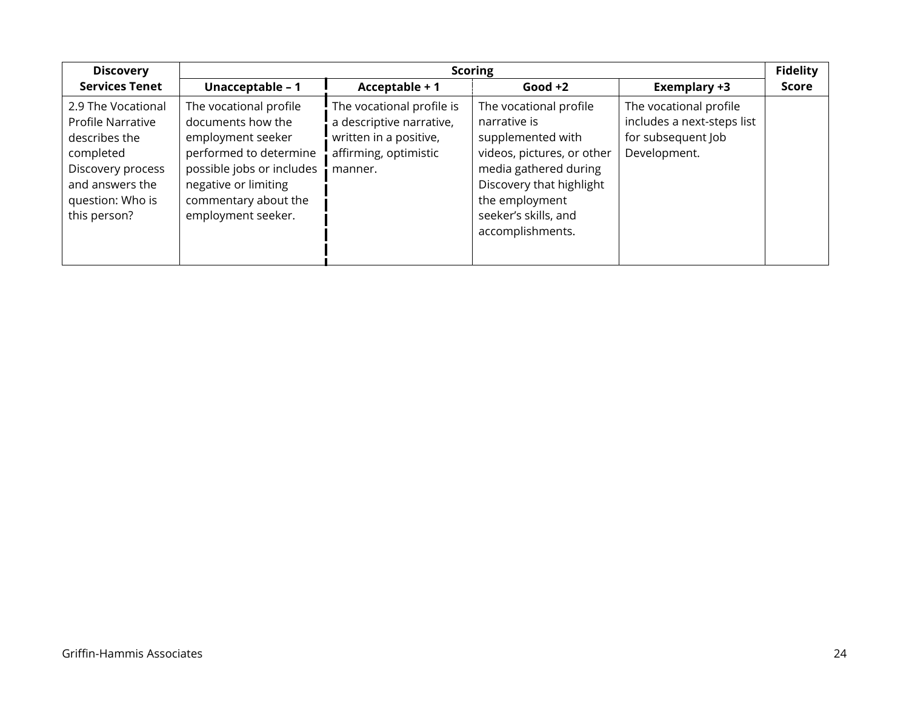| Discovery Services Tenet | Scoring | | | | Fidelity Score |
|---|---|---|---|---|---|
| | **Unacceptable – 1** | **Acceptable + 1** | **Good +2** | **Exemplary +3** | |
| 2.9 The Vocational Profile Narrative describes the completed Discovery process and answers the question: Who is this person? | The vocational profile documents how the employment seeker performed to determine possible jobs or includes negative or limiting commentary about the employment seeker. | The vocational profile is a descriptive narrative, written in a positive, affirming, optimistic manner. | The vocational profile narrative is supplemented with videos, pictures, or other media gathered during Discovery that highlight the employment seeker's skills, and accomplishments. | The vocational profile includes a next-steps list for subsequent Job Development. | |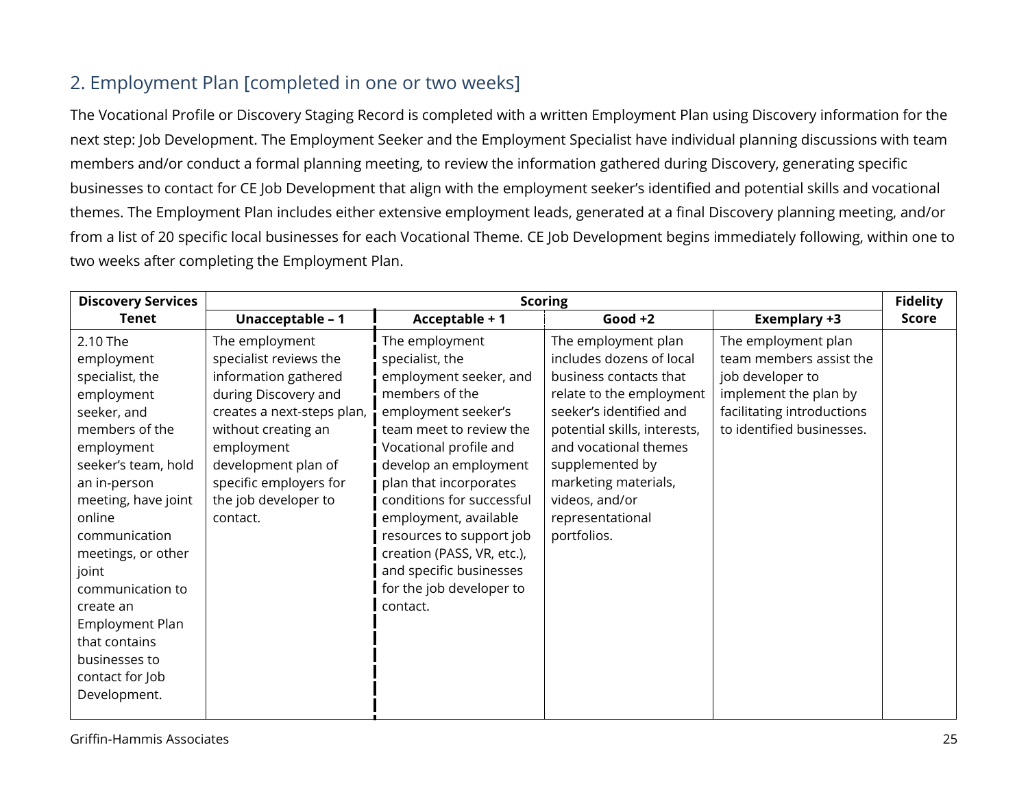## 2. Employment Plan [completed in one or two weeks]

The Vocational Profile or Discovery Staging Record is completed with a written Employment Plan using Discovery information for the next step: Job Development. The Employment Seeker and the Employment Specialist have individual planning discussions with team members and/or conduct a formal planning meeting, to review the information gathered during Discovery, generating specific businesses to contact for CE Job Development that align with the employment seeker's identified and potential skills and vocational themes. The Employment Plan includes either extensive employment leads, generated at a final Discovery planning meeting, and/or from a list of 20 specific local businesses for each Vocational Theme. CE Job Development begins immediately following, within one to two weeks after completing the Employment Plan.

| Discovery Services Tenet | Scoring | | | | Fidelity Score |
|---|---|---|---|---|---|
| | Unacceptable – 1 | Acceptable + 1 | Good +2 | Exemplary +3 | |
| 2.10 The employment specialist, the employment seeker, and members of the employment seeker's team, hold an in-person meeting, have joint online communication meetings, or other joint communication to create an Employment Plan that contains businesses to contact for Job Development. | The employment specialist reviews the information gathered during Discovery and creates a next-steps plan, without creating an employment development plan of specific employers for the job developer to contact. | The employment specialist, the employment seeker, and members of the employment seeker's team meet to review the Vocational profile and develop an employment plan that incorporates conditions for successful employment, available resources to support job creation (PASS, VR, etc.), and specific businesses for the job developer to contact. | The employment plan includes dozens of local business contacts that relate to the employment seeker's identified and potential skills, interests, and vocational themes supplemented by marketing materials, videos, and/or representational portfolios. | The employment plan team members assist the job developer to implement the plan by facilitating introductions to identified businesses. | |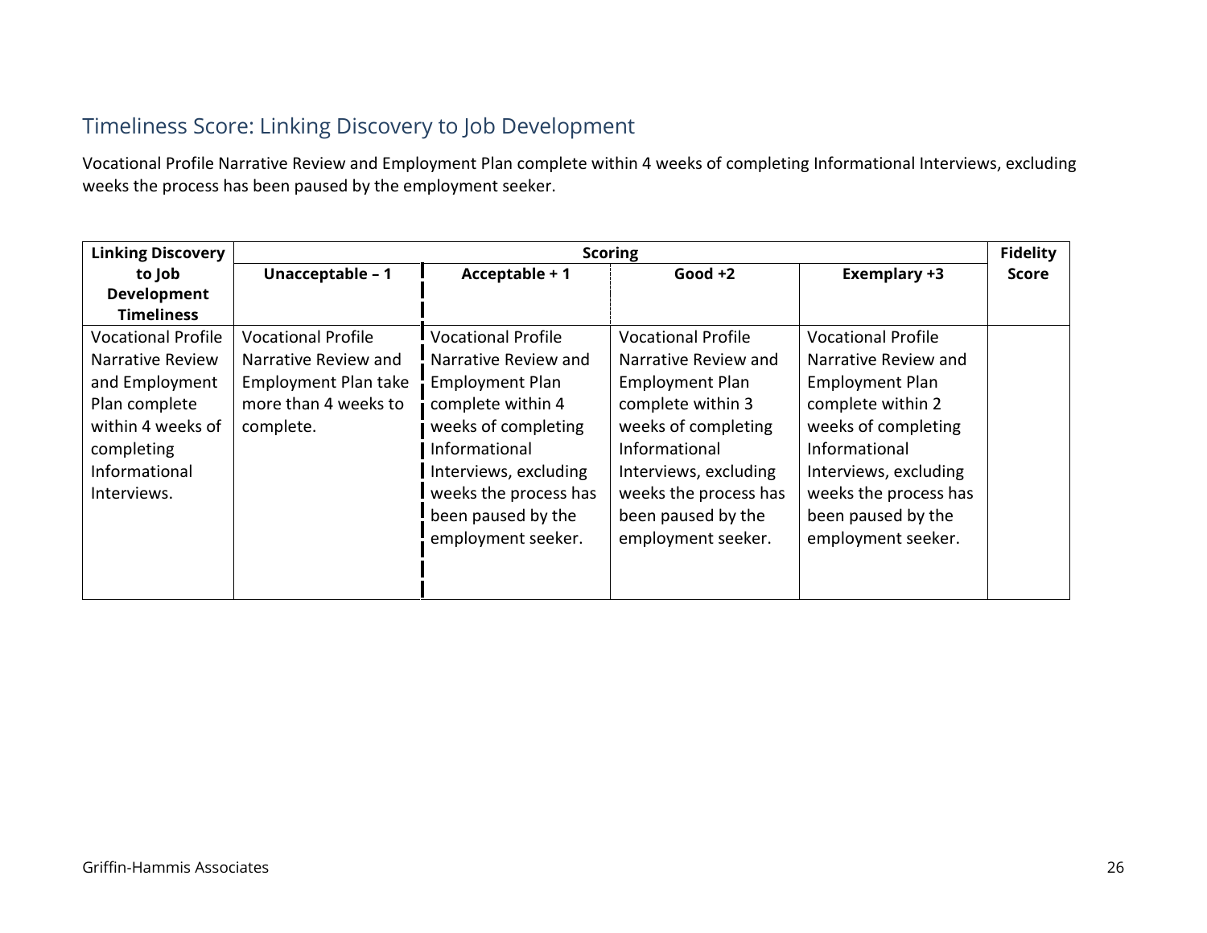## Timeliness Score: Linking Discovery to Job Development

Vocational Profile Narrative Review and Employment Plan complete within 4 weeks of completing Informational Interviews, excluding weeks the process has been paused by the employment seeker.

| Linking Discovery to Job Development Timeliness | Scoring | | | | Fidelity Score |
|---|---|---|---|---|---|
| | **Unacceptable – 1** | **Acceptable + 1** | **Good +2** | **Exemplary +3** | |
| Vocational Profile Narrative Review and Employment Plan complete within 4 weeks of completing Informational Interviews. | Vocational Profile Narrative Review and Employment Plan take more than 4 weeks to complete. | Vocational Profile Narrative Review and Employment Plan complete within 4 weeks of completing Informational Interviews, excluding weeks the process has been paused by the employment seeker. | Vocational Profile Narrative Review and Employment Plan complete within 3 weeks of completing Informational Interviews, excluding weeks the process has been paused by the employment seeker. | Vocational Profile Narrative Review and Employment Plan complete within 2 weeks of completing Informational Interviews, excluding weeks the process has been paused by the employment seeker. | |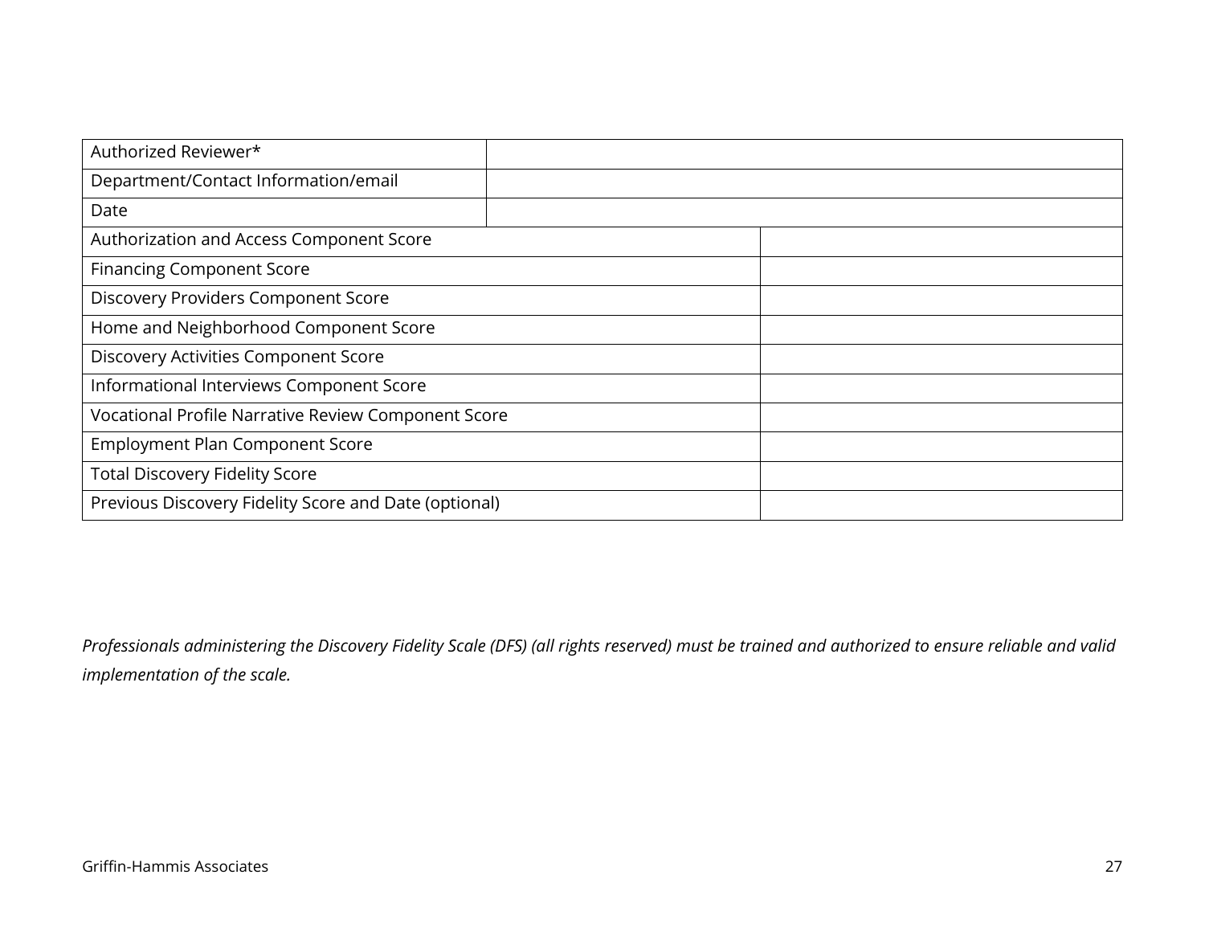| | |
|---|---|
| Authorized Reviewer* | |
| Department/Contact Information/email | |
| Date | |
| Authorization and Access Component Score | |
| Financing Component Score | |
| Discovery Providers Component Score | |
| Home and Neighborhood Component Score | |
| Discovery Activities Component Score | |
| Informational Interviews Component Score | |
| Vocational Profile Narrative Review Component Score | |
| Employment Plan Component Score | |
| Total Discovery Fidelity Score | |
| Previous Discovery Fidelity Score and Date (optional) | |

*Professionals administering the Discovery Fidelity Scale (DFS) (all rights reserved) must be trained and authorized to ensure reliable and valid implementation of the scale.*